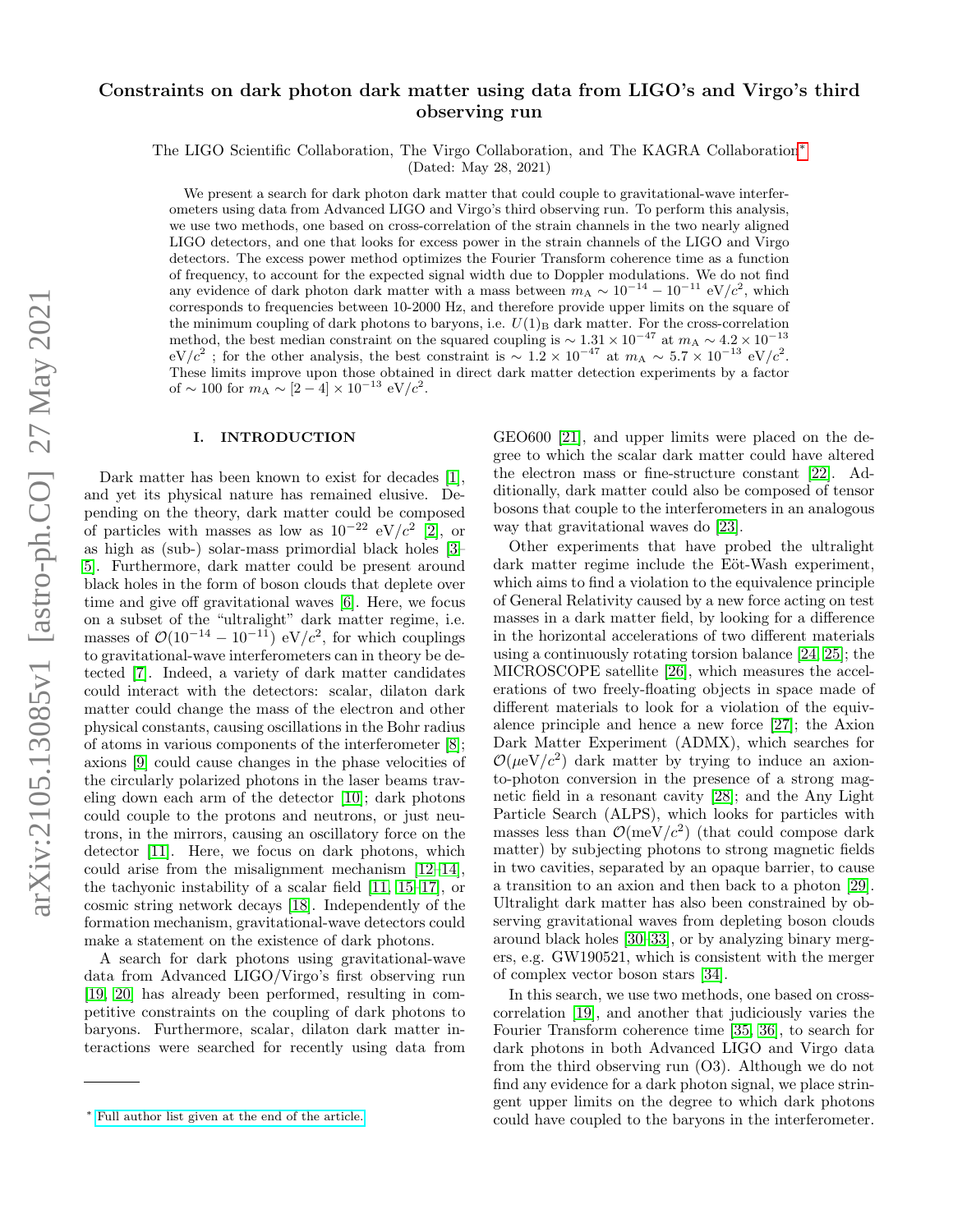# Constraints on dark photon dark matter using data from LIGO's and Virgo's third observing run

The LIGO Scientific Collaboration, The Virgo Collaboration, and The KAGRA Collaboration*

(Dated: May 28, 2021)

We present a search for dark photon dark matter that could couple to gravitational-wave interferometers using data from Advanced LIGO and Virgo's third observing run. To perform this analysis, we use two methods, one based on cross-correlation of the strain channels in the two nearly aligned LIGO detectors, and one that looks for excess power in the strain channels of the LIGO and Virgo detectors. The excess power method optimizes the Fourier Transform coherence time as a function of frequency, to account for the expected signal width due to Doppler modulations. We do not find any evidence of dark photon dark matter with a mass between $m_{\rm A} \sim 10^{-14} - 10^{-11}$ eV/$c^2$, which corresponds to frequencies between 10-2000 Hz, and therefore provide upper limits on the square of the minimum coupling of dark photons to baryons, i.e. $U(1)_{\rm B}$ dark matter. For the cross-correlation method, the best median constraint on the squared coupling is $\sim 1.31 \times 10^{-47}$ at $m_{\rm A} \sim 4.2 \times 10^{-13}$ eV/$c^2$ ; for the other analysis, the best constraint is $\sim 1.2 \times 10^{-47}$ at $m_{\rm A} \sim 5.7 \times 10^{-13}$ eV/$c^2$. These limits improve upon those obtained in direct dark matter detection experiments by a factor of $\sim 100$ for $m_{\rm A} \sim [2-4] \times 10^{-13}$ eV/$c^2$.

## I. INTRODUCTION

Dark matter has been known to exist for decades [1], and yet its physical nature has remained elusive. Depending on the theory, dark matter could be composed of particles with masses as low as $10^{-22}$ eV/$c^2$ [2], or as high as (sub-) solar-mass primordial black holes [3–5]. Furthermore, dark matter could be present around black holes in the form of boson clouds that deplete over time and give off gravitational waves [6]. Here, we focus on a subset of the "ultralight" dark matter regime, i.e. masses of $\mathcal{O}(10^{-14} - 10^{-11})$ eV/$c^2$, for which couplings to gravitational-wave interferometers can in theory be detected [7]. Indeed, a variety of dark matter candidates could interact with the detectors: scalar, dilaton dark matter could change the mass of the electron and other physical constants, causing oscillations in the Bohr radius of atoms in various components of the interferometer [8]; axions [9] could cause changes in the phase velocities of the circularly polarized photons in the laser beams traveling down each arm of the detector [10]; dark photons could couple to the protons and neutrons, or just neutrons, in the mirrors, causing an oscillatory force on the detector [11]. Here, we focus on dark photons, which could arise from the misalignment mechanism [12–14], the tachyonic instability of a scalar field [11, 15–17], or cosmic string network decays [18]. Independently of the formation mechanism, gravitational-wave detectors could make a statement on the existence of dark photons.

A search for dark photons using gravitational-wave data from Advanced LIGO/Virgo's first observing run [19, 20] has already been performed, resulting in competitive constraints on the coupling of dark photons to baryons. Furthermore, scalar, dilaton dark matter interactions were searched for recently using data from GEO600 [21], and upper limits were placed on the degree to which the scalar dark matter could have altered the electron mass or fine-structure constant [22]. Additionally, dark matter could also be composed of tensor bosons that couple to the interferometers in an analogous way that gravitational waves do [23].

Other experiments that have probed the ultralight dark matter regime include the Eöt-Wash experiment, which aims to find a violation to the equivalence principle of General Relativity caused by a new force acting on test masses in a dark matter field, by looking for a difference in the horizontal accelerations of two different materials using a continuously rotating torsion balance [24, 25]; the MICROSCOPE satellite [26], which measures the accelerations of two freely-floating objects in space made of different materials to look for a violation of the equivalence principle and hence a new force [27]; the Axion Dark Matter Experiment (ADMX), which searches for $\mathcal{O}(\mu$eV/$c^2)$ dark matter by trying to induce an axion-to-photon conversion in the presence of a strong magnetic field in a resonant cavity [28]; and the Any Light Particle Search (ALPS), which looks for particles with masses less than $\mathcal{O}($meV/$c^2)$ (that could compose dark matter) by subjecting photons to strong magnetic fields in two cavities, separated by an opaque barrier, to cause a transition to an axion and then back to a photon [29]. Ultralight dark matter has also been constrained by observing gravitational waves from depleting boson clouds around black holes [30–33], or by analyzing binary mergers, e.g. GW190521, which is consistent with the merger of complex vector boson stars [34].

In this search, we use two methods, one based on cross-correlation [19], and another that judiciously varies the Fourier Transform coherence time [35, 36], to search for dark photons in both Advanced LIGO and Virgo data from the third observing run (O3). Although we do not find any evidence for a dark photon signal, we place stringent upper limits on the degree to which dark photons could have coupled to the baryons in the interferometer.

* Full author list given at the end of the article.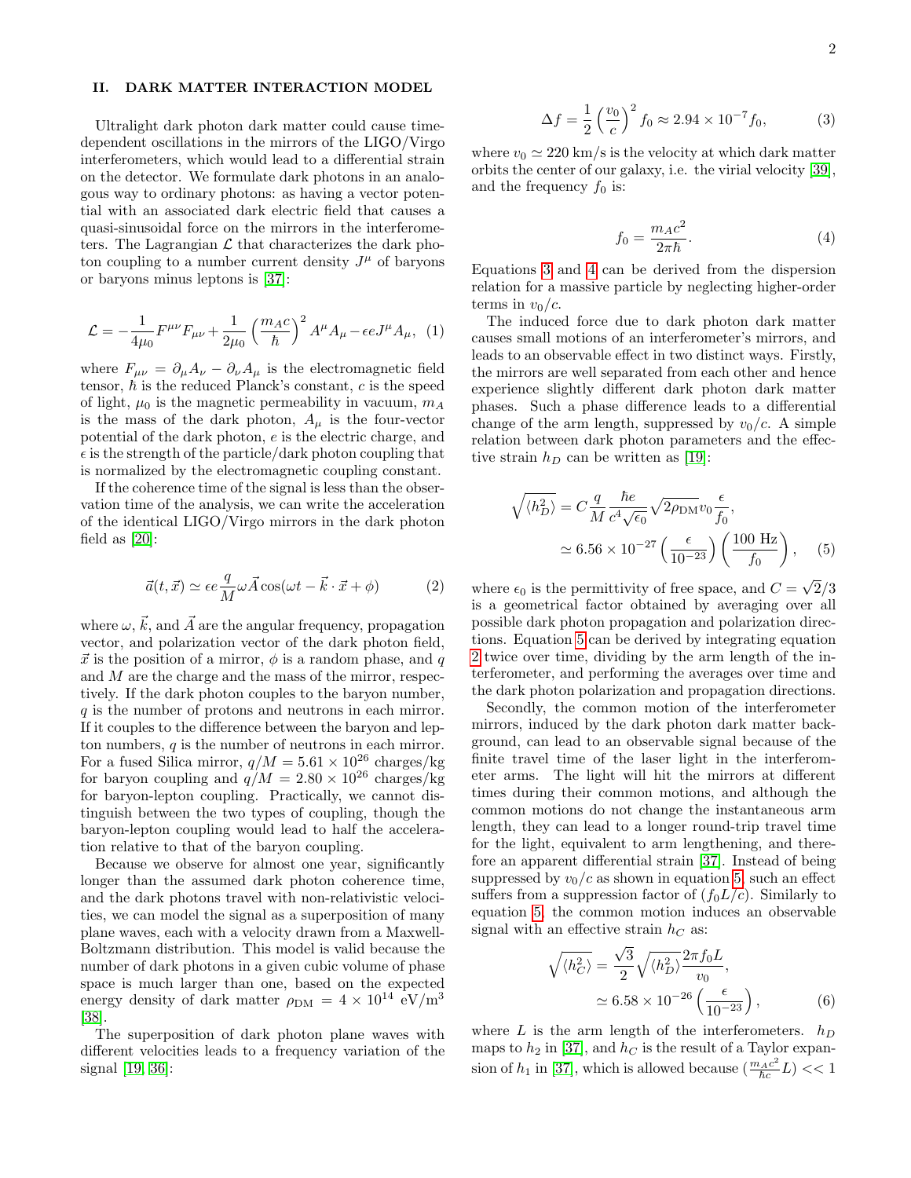## II. DARK MATTER INTERACTION MODEL

Ultralight dark photon dark matter could cause time-dependent oscillations in the mirrors of the LIGO/Virgo interferometers, which would lead to a differential strain on the detector. We formulate dark photons in an analogous way to ordinary photons: as having a vector potential with an associated dark electric field that causes a quasi-sinusoidal force on the mirrors in the interferometers. The Lagrangian $\mathcal{L}$ that characterizes the dark photon coupling to a number current density $J^\mu$ of baryons or baryons minus leptons is [37]:

$$\mathcal{L} = -\frac{1}{4\mu_0}F^{\mu\nu}F_{\mu\nu} + \frac{1}{2\mu_0}\left(\frac{m_A c}{\hbar}\right)^2 A^\mu A_\mu - \epsilon e J^\mu A_\mu, \quad (1)$$

where $F_{\mu\nu} = \partial_\mu A_\nu - \partial_\nu A_\mu$ is the electromagnetic field tensor, $\hbar$ is the reduced Planck's constant, $c$ is the speed of light, $\mu_0$ is the magnetic permeability in vacuum, $m_A$ is the mass of the dark photon, $A_\mu$ is the four-vector potential of the dark photon, $e$ is the electric charge, and $\epsilon$ is the strength of the particle/dark photon coupling that is normalized by the electromagnetic coupling constant.

If the coherence time of the signal is less than the observation time of the analysis, we can write the acceleration of the identical LIGO/Virgo mirrors in the dark photon field as [20]:

$$\vec{a}(t,\vec{x}) \simeq \epsilon e \frac{q}{M}\omega \vec{A}\cos(\omega t - \vec{k}\cdot\vec{x} + \phi) \quad (2)$$

where $\omega$, $\vec{k}$, and $\vec{A}$ are the angular frequency, propagation vector, and polarization vector of the dark photon field, $\vec{x}$ is the position of a mirror, $\phi$ is a random phase, and $q$ and $M$ are the charge and the mass of the mirror, respectively. If the dark photon couples to the baryon number, $q$ is the number of protons and neutrons in each mirror. If it couples to the difference between the baryon and lepton numbers, $q$ is the number of neutrons in each mirror. For a fused Silica mirror, $q/M = 5.61 \times 10^{26}$ charges/kg for baryon coupling and $q/M = 2.80 \times 10^{26}$ charges/kg for baryon-lepton coupling. Practically, we cannot distinguish between the two types of coupling, though the baryon-lepton coupling would lead to half the acceleration relative to that of the baryon coupling.

Because we observe for almost one year, significantly longer than the assumed dark photon coherence time, and the dark photons travel with non-relativistic velocities, we can model the signal as a superposition of many plane waves, each with a velocity drawn from a Maxwell-Boltzmann distribution. This model is valid because the number of dark photons in a given cubic volume of phase space is much larger than one, based on the expected energy density of dark matter $\rho_{\rm DM} = 4 \times 10^{14}$ eV/m$^3$ [38].

The superposition of dark photon plane waves with different velocities leads to a frequency variation of the signal [19, 36]:

$$\Delta f = \frac{1}{2}\left(\frac{v_0}{c}\right)^2 f_0 \approx 2.94 \times 10^{-7} f_0, \quad (3)$$

where $v_0 \simeq 220$ km/s is the velocity at which dark matter orbits the center of our galaxy, i.e. the virial velocity [39], and the frequency $f_0$ is:

$$f_0 = \frac{m_A c^2}{2\pi\hbar}. \quad (4)$$

Equations 3 and 4 can be derived from the dispersion relation for a massive particle by neglecting higher-order terms in $v_0/c$.

The induced force due to dark photon dark matter causes small motions of an interferometer's mirrors, and leads to an observable effect in two distinct ways. Firstly, the mirrors are well separated from each other and hence experience slightly different dark photon dark matter phases. Such a phase difference leads to a differential change of the arm length, suppressed by $v_0/c$. A simple relation between dark photon parameters and the effective strain $h_D$ can be written as [19]:

$$\begin{aligned}\sqrt{\langle h_D^2\rangle} &= C\frac{q}{M}\frac{\hbar e}{c^4\sqrt{\epsilon_0}}\sqrt{2\rho_{\rm DM}}v_0\frac{\epsilon}{f_0}, \\ &\simeq 6.56 \times 10^{-27}\left(\frac{\epsilon}{10^{-23}}\right)\left(\frac{100\ \text{Hz}}{f_0}\right), \end{aligned} \quad (5)$$

where $\epsilon_0$ is the permittivity of free space, and $C = \sqrt{2}/3$ is a geometrical factor obtained by averaging over all possible dark photon propagation and polarization directions. Equation 5 can be derived by integrating equation 2 twice over time, dividing by the arm length of the interferometer, and performing the averages over time and the dark photon polarization and propagation directions.

Secondly, the common motion of the interferometer mirrors, induced by the dark photon dark matter background, can lead to an observable signal because of the finite travel time of the laser light in the interferometer arms. The light will hit the mirrors at different times during their common motions, and although the common motions do not change the instantaneous arm length, they can lead to a longer round-trip travel time for the light, equivalent to arm lengthening, and therefore an apparent differential strain [37]. Instead of being suppressed by $v_0/c$ as shown in equation 5, such an effect suffers from a suppression factor of $(f_0 L/c)$. Similarly to equation 5, the common motion induces an observable signal with an effective strain $h_C$ as:

$$\begin{aligned}\sqrt{\langle h_C^2\rangle} &= \frac{\sqrt{3}}{2}\sqrt{\langle h_D^2\rangle}\frac{2\pi f_0 L}{v_0}, \\ &\simeq 6.58 \times 10^{-26}\left(\frac{\epsilon}{10^{-23}}\right), \end{aligned} \quad (6)$$

where $L$ is the arm length of the interferometers. $h_D$ maps to $h_2$ in [37], and $h_C$ is the result of a Taylor expansion of $h_1$ in [37], which is allowed because $(\frac{m_A c^2}{\hbar c}L) << 1$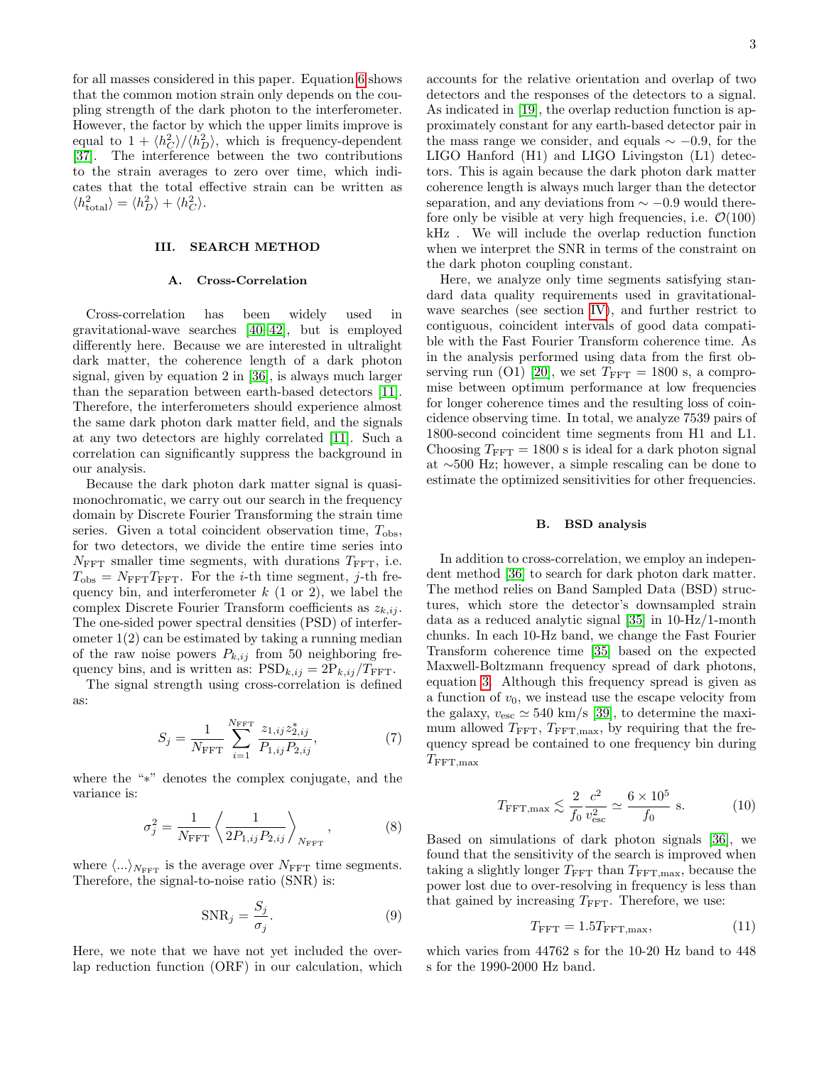for all masses considered in this paper. Equation 6 shows that the common motion strain only depends on the coupling strength of the dark photon to the interferometer. However, the factor by which the upper limits improve is equal to $1 + \langle h_C^2 \rangle / \langle h_D^2 \rangle$, which is frequency-dependent [37]. The interference between the two contributions to the strain averages to zero over time, which indicates that the total effective strain can be written as $\langle h_{\rm total}^2 \rangle = \langle h_D^2 \rangle + \langle h_C^2 \rangle$.

## III. SEARCH METHOD

### A. Cross-Correlation

Cross-correlation has been widely used in gravitational-wave searches [40–42], but is employed differently here. Because we are interested in ultralight dark matter, the coherence length of a dark photon signal, given by equation 2 in [36], is always much larger than the separation between earth-based detectors [11]. Therefore, the interferometers should experience almost the same dark photon dark matter field, and the signals at any two detectors are highly correlated [11]. Such a correlation can significantly suppress the background in our analysis.

Because the dark photon dark matter signal is quasi-monochromatic, we carry out our search in the frequency domain by Discrete Fourier Transforming the strain time series. Given a total coincident observation time, $T_{\rm obs}$, for two detectors, we divide the entire time series into $N_{\rm FFT}$ smaller time segments, with durations $T_{\rm FFT}$, i.e. $T_{\rm obs} = N_{\rm FFT} T_{\rm FFT}$. For the $i$-th time segment, $j$-th frequency bin, and interferometer $k$ (1 or 2), we label the complex Discrete Fourier Transform coefficients as $z_{k,ij}$. The one-sided power spectral densities (PSD) of interferometer 1(2) can be estimated by taking a running median of the raw noise powers $P_{k,ij}$ from 50 neighboring frequency bins, and is written as: $\text{PSD}_{k,ij} = 2\text{P}_{k,ij}/T_{\rm FFT}$.

The signal strength using cross-correlation is defined as:

$$S_j = \frac{1}{N_{\rm FFT}} \sum_{i=1}^{N_{\rm FFT}} \frac{z_{1,ij} z_{2,ij}^*}{P_{1,ij} P_{2,ij}}, \tag{7}$$

where the "$*$" denotes the complex conjugate, and the variance is:

$$\sigma_j^2 = \frac{1}{N_{\rm FFT}} \left\langle \frac{1}{2 P_{1,ij} P_{2,ij}} \right\rangle_{N_{\rm FFT}}, \tag{8}$$

where $\langle ... \rangle_{N_{\rm FFT}}$ is the average over $N_{\rm FFT}$ time segments. Therefore, the signal-to-noise ratio (SNR) is:

$$\text{SNR}_j = \frac{S_j}{\sigma_j}. \tag{9}$$

Here, we note that we have not yet included the overlap reduction function (ORF) in our calculation, which accounts for the relative orientation and overlap of two detectors and the responses of the detectors to a signal. As indicated in [19], the overlap reduction function is approximately constant for any earth-based detector pair in the mass range we consider, and equals $\sim -0.9$, for the LIGO Hanford (H1) and LIGO Livingston (L1) detectors. This is again because the dark photon dark matter coherence length is always much larger than the detector separation, and any deviations from $\sim -0.9$ would therefore only be visible at very high frequencies, i.e. $\mathcal{O}(100)$ kHz . We will include the overlap reduction function when we interpret the SNR in terms of the constraint on the dark photon coupling constant.

Here, we analyze only time segments satisfying standard data quality requirements used in gravitational-wave searches (see section IV), and further restrict to contiguous, coincident intervals of good data compatible with the Fast Fourier Transform coherence time. As in the analysis performed using data from the first observing run (O1) [20], we set $T_{\rm FFT} = 1800$ s, a compromise between optimum performance at low frequencies for longer coherence times and the resulting loss of coincidence observing time. In total, we analyze 7539 pairs of 1800-second coincident time segments from H1 and L1. Choosing $T_{\rm FFT} = 1800$ s is ideal for a dark photon signal at $\sim$500 Hz; however, a simple rescaling can be done to estimate the optimized sensitivities for other frequencies.

### B. BSD analysis

In addition to cross-correlation, we employ an independent method [36] to search for dark photon dark matter. The method relies on Band Sampled Data (BSD) structures, which store the detector's downsampled strain data as a reduced analytic signal [35] in 10-Hz/1-month chunks. In each 10-Hz band, we change the Fast Fourier Transform coherence time [35] based on the expected Maxwell-Boltzmann frequency spread of dark photons, equation 3. Although this frequency spread is given as a function of $v_0$, we instead use the escape velocity from the galaxy, $v_{\rm esc} \simeq 540$ km/s [39], to determine the maximum allowed $T_{\rm FFT}$, $T_{\rm FFT,max}$, by requiring that the frequency spread be contained to one frequency bin during $T_{\rm FFT,max}$

$$T_{\rm FFT,max} \lesssim \frac{2}{f_0} \frac{c^2}{v_{\rm esc}^2} \simeq \frac{6 \times 10^5}{f_0} \text{ s}. \tag{10}$$

Based on simulations of dark photon signals [36], we found that the sensitivity of the search is improved when taking a slightly longer $T_{\rm FFT}$ than $T_{\rm FFT,max}$, because the power lost due to over-resolving in frequency is less than that gained by increasing $T_{\rm FFT}$. Therefore, we use:

$$T_{\rm FFT} = 1.5 T_{\rm FFT,max}, \tag{11}$$

which varies from 44762 s for the 10-20 Hz band to 448 s for the 1990-2000 Hz band.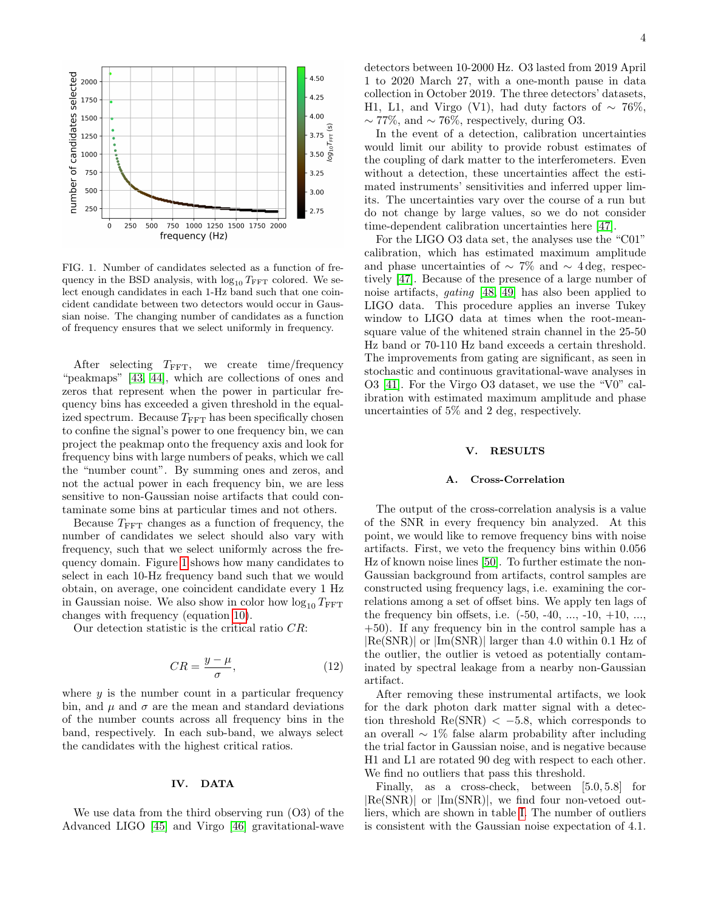FIG. 1. Number of candidates selected as a function of frequency in the BSD analysis, with $\log_{10} T_{\rm FFT}$ colored. We select enough candidates in each 1-Hz band such that one coincident candidate between two detectors would occur in Gaussian noise. The changing number of candidates as a function of frequency ensures that we select uniformly in frequency.

After selecting $T_{\rm FFT}$, we create time/frequency "peakmaps" [43, 44], which are collections of ones and zeros that represent when the power in particular frequency bins has exceeded a given threshold in the equalized spectrum. Because $T_{\rm FFT}$ has been specifically chosen to confine the signal's power to one frequency bin, we can project the peakmap onto the frequency axis and look for frequency bins with large numbers of peaks, which we call the "number count". By summing ones and zeros, and not the actual power in each frequency bin, we are less sensitive to non-Gaussian noise artifacts that could contaminate some bins at particular times and not others.

Because $T_{\rm FFT}$ changes as a function of frequency, the number of candidates we select should also vary with frequency, such that we select uniformly across the frequency domain. Figure 1 shows how many candidates to select in each 10-Hz frequency band such that we would obtain, on average, one coincident candidate every 1 Hz in Gaussian noise. We also show in color how $\log_{10} T_{\rm FFT}$ changes with frequency (equation 10).

Our detection statistic is the critical ratio $CR$:

$$CR = \frac{y - \mu}{\sigma}, \tag{12}$$

where $y$ is the number count in a particular frequency bin, and $\mu$ and $\sigma$ are the mean and standard deviations of the number counts across all frequency bins in the band, respectively. In each sub-band, we always select the candidates with the highest critical ratios.

## IV. DATA

We use data from the third observing run (O3) of the Advanced LIGO [45] and Virgo [46] gravitational-wave detectors between 10-2000 Hz. O3 lasted from 2019 April 1 to 2020 March 27, with a one-month pause in data collection in October 2019. The three detectors' datasets, H1, L1, and Virgo (V1), had duty factors of $\sim 76\%$, $\sim 77\%$, and $\sim 76\%$, respectively, during O3.

In the event of a detection, calibration uncertainties would limit our ability to provide robust estimates of the coupling of dark matter to the interferometers. Even without a detection, these uncertainties affect the estimated instruments' sensitivities and inferred upper limits. The uncertainties vary over the course of a run but do not change by large values, so we do not consider time-dependent calibration uncertainties here [47].

For the LIGO O3 data set, the analyses use the "C01" calibration, which has estimated maximum amplitude and phase uncertainties of $\sim 7\%$ and $\sim 4$ deg, respectively [47]. Because of the presence of a large number of noise artifacts, *gating* [48, 49] has also been applied to LIGO data. This procedure applies an inverse Tukey window to LIGO data at times when the root-mean-square value of the whitened strain channel in the 25-50 Hz band or 70-110 Hz band exceeds a certain threshold. The improvements from gating are significant, as seen in stochastic and continuous gravitational-wave analyses in O3 [41]. For the Virgo O3 dataset, we use the "V0" calibration with estimated maximum amplitude and phase uncertainties of 5% and 2 deg, respectively.

## V. RESULTS

### A. Cross-Correlation

The output of the cross-correlation analysis is a value of the SNR in every frequency bin analyzed. At this point, we would like to remove frequency bins with noise artifacts. First, we veto the frequency bins within 0.056 Hz of known noise lines [50]. To further estimate the non-Gaussian background from artifacts, control samples are constructed using frequency lags, i.e. examining the correlations among a set of offset bins. We apply ten lags of the frequency bin offsets, i.e. (-50, -40, ..., -10, +10, ..., +50). If any frequency bin in the control sample has a $|\mathrm{Re(SNR)}|$ or $|\mathrm{Im(SNR)}|$ larger than 4.0 within 0.1 Hz of the outlier, the outlier is vetoed as potentially contaminated by spectral leakage from a nearby non-Gaussian artifact.

After removing these instrumental artifacts, we look for the dark photon dark matter signal with a detection threshold $\mathrm{Re(SNR)} < -5.8$, which corresponds to an overall $\sim 1\%$ false alarm probability after including the trial factor in Gaussian noise, and is negative because H1 and L1 are rotated 90 deg with respect to each other. We find no outliers that pass this threshold.

Finally, as a cross-check, between $[5.0, 5.8]$ for $|\mathrm{Re(SNR)}|$ or $|\mathrm{Im(SNR)}|$, we find four non-vetoed outliers, which are shown in table I. The number of outliers is consistent with the Gaussian noise expectation of 4.1.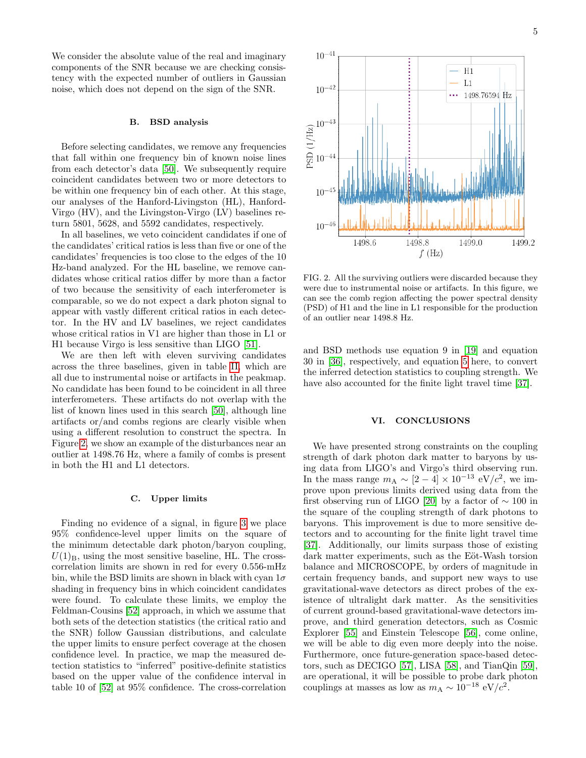We consider the absolute value of the real and imaginary components of the SNR because we are checking consistency with the expected number of outliers in Gaussian noise, which does not depend on the sign of the SNR.

### B. BSD analysis

Before selecting candidates, we remove any frequencies that fall within one frequency bin of known noise lines from each detector's data [50]. We subsequently require coincident candidates between two or more detectors to be within one frequency bin of each other. At this stage, our analyses of the Hanford-Livingston (HL), Hanford-Virgo (HV), and the Livingston-Virgo (LV) baselines return 5801, 5628, and 5592 candidates, respectively.

In all baselines, we veto coincident candidates if one of the candidates' critical ratios is less than five or one of the candidates' frequencies is too close to the edges of the 10 Hz-band analyzed. For the HL baseline, we remove candidates whose critical ratios differ by more than a factor of two because the sensitivity of each interferometer is comparable, so we do not expect a dark photon signal to appear with vastly different critical ratios in each detector. In the HV and LV baselines, we reject candidates whose critical ratios in V1 are higher than those in L1 or H1 because Virgo is less sensitive than LIGO [51].

We are then left with eleven surviving candidates across the three baselines, given in table II, which are all due to instrumental noise or artifacts in the peakmap. No candidate has been found to be coincident in all three interferometers. These artifacts do not overlap with the list of known lines used in this search [50], although line artifacts or/and combs regions are clearly visible when using a different resolution to construct the spectra. In Figure 2, we show an example of the disturbances near an outlier at 1498.76 Hz, where a family of combs is present in both the H1 and L1 detectors.

FIG. 2. All the surviving outliers were discarded because they were due to instrumental noise or artifacts. In this figure, we can see the comb region affecting the power spectral density (PSD) of H1 and the line in L1 responsible for the production of an outlier near 1498.8 Hz.

### C. Upper limits

Finding no evidence of a signal, in figure 3 we place 95% confidence-level upper limits on the square of the minimum detectable dark photon/baryon coupling, $U(1)_\text{B}$, using the most sensitive baseline, HL. The cross-correlation limits are shown in red for every 0.556-mHz bin, while the BSD limits are shown in black with cyan $1\sigma$ shading in frequency bins in which coincident candidates were found. To calculate these limits, we employ the Feldman-Cousins [52] approach, in which we assume that both sets of the detection statistics (the critical ratio and the SNR) follow Gaussian distributions, and calculate the upper limits to ensure perfect coverage at the chosen confidence level. In practice, we map the measured detection statistics to "inferred" positive-definite statistics based on the upper value of the confidence interval in table 10 of [52] at 95% confidence. The cross-correlation and BSD methods use equation 9 in [19] and equation 30 in [36], respectively, and equation 5 here, to convert the inferred detection statistics to coupling strength. We have also accounted for the finite light travel time [37].

## VI. CONCLUSIONS

We have presented strong constraints on the coupling strength of dark photon dark matter to baryons by using data from LIGO's and Virgo's third observing run. In the mass range $m_\text{A} \sim [2-4] \times 10^{-13}$ eV/$c^2$, we improve upon previous limits derived using data from the first observing run of LIGO [20] by a factor of $\sim 100$ in the square of the coupling strength of dark photons to baryons. This improvement is due to more sensitive detectors and to accounting for the finite light travel time [37]. Additionally, our limits surpass those of existing dark matter experiments, such as the Eöt-Wash torsion balance and MICROSCOPE, by orders of magnitude in certain frequency bands, and support new ways to use gravitational-wave detectors as direct probes of the existence of ultralight dark matter. As the sensitivities of current ground-based gravitational-wave detectors improve, and third generation detectors, such as Cosmic Explorer [55] and Einstein Telescope [56], come online, we will be able to dig even more deeply into the noise. Furthermore, once future-generation space-based detectors, such as DECIGO [57], LISA [58], and TianQin [59], are operational, it will be possible to probe dark photon couplings at masses as low as $m_\text{A} \sim 10^{-18}$ eV/$c^2$.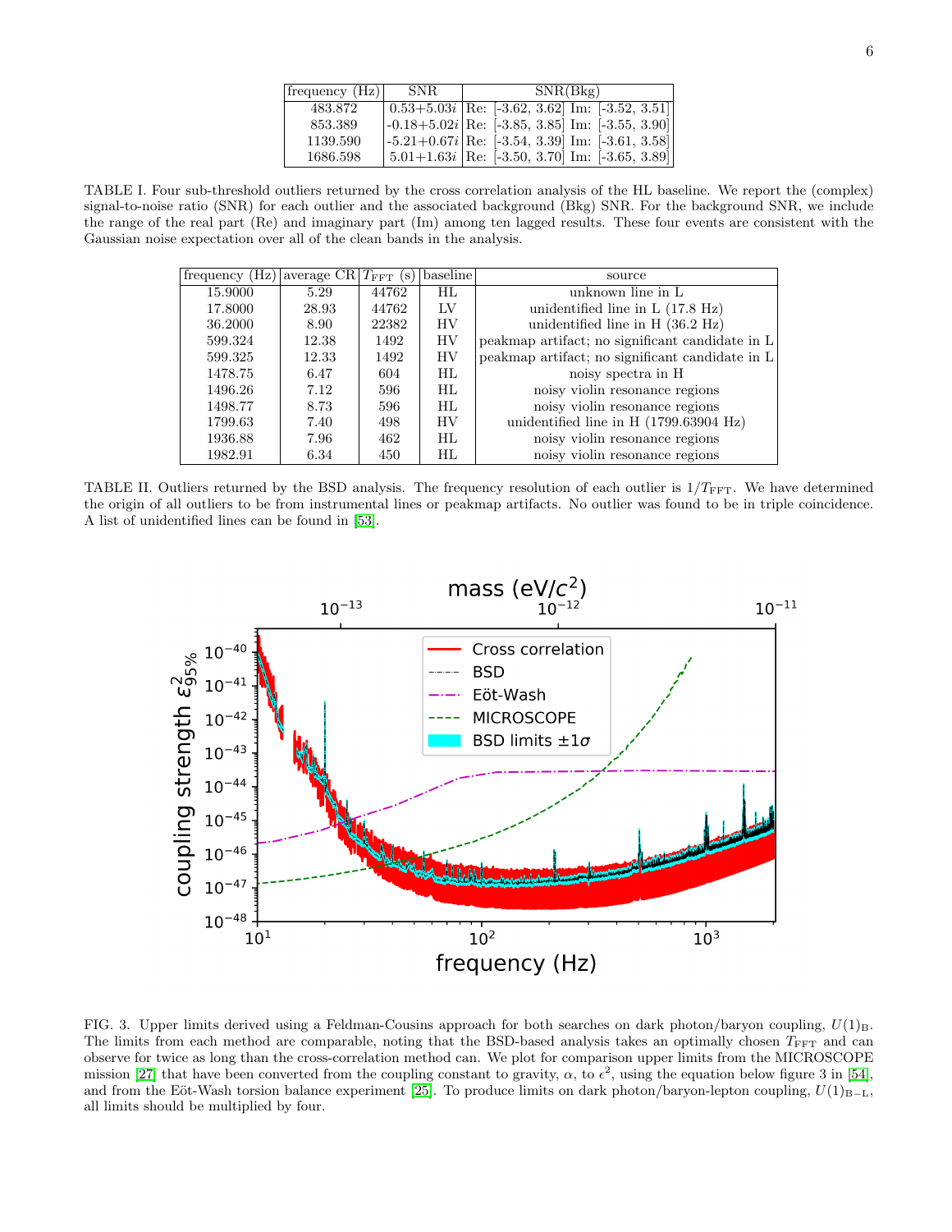| frequency (Hz) | SNR | SNR(Bkg) |
|---|---|---|
| 483.872 | 0.53+5.03$i$ | Re: [-3.62, 3.62] Im: [-3.52, 3.51] |
| 853.389 | -0.18+5.02$i$ | Re: [-3.85, 3.85] Im: [-3.55, 3.90] |
| 1139.590 | -5.21+0.67$i$ | Re: [-3.54, 3.39] Im: [-3.61, 3.58] |
| 1686.598 | 5.01+1.63$i$ | Re: [-3.50, 3.70] Im: [-3.65, 3.89] |

TABLE I. Four sub-threshold outliers returned by the cross correlation analysis of the HL baseline. We report the (complex) signal-to-noise ratio (SNR) for each outlier and the associated background (Bkg) SNR. For the background SNR, we include the range of the real part (Re) and imaginary part (Im) among ten lagged results. These four events are consistent with the Gaussian noise expectation over all of the clean bands in the analysis.

| frequency (Hz) | average CR | $T_{\rm FFT}$ (s) | baseline | source |
|---|---|---|---|---|
| 15.9000 | 5.29 | 44762 | HL | unknown line in L |
| 17.8000 | 28.93 | 44762 | LV | unidentified line in L (17.8 Hz) |
| 36.2000 | 8.90 | 22382 | HV | unidentified line in H (36.2 Hz) |
| 599.324 | 12.38 | 1492 | HV | peakmap artifact; no significant candidate in L |
| 599.325 | 12.33 | 1492 | HV | peakmap artifact; no significant candidate in L |
| 1478.75 | 6.47 | 604 | HL | noisy spectra in H |
| 1496.26 | 7.12 | 596 | HL | noisy violin resonance regions |
| 1498.77 | 8.73 | 596 | HL | noisy violin resonance regions |
| 1799.63 | 7.40 | 498 | HV | unidentified line in H (1799.63904 Hz) |
| 1936.88 | 7.96 | 462 | HL | noisy violin resonance regions |
| 1982.91 | 6.34 | 450 | HL | noisy violin resonance regions |

TABLE II. Outliers returned by the BSD analysis. The frequency resolution of each outlier is $1/T_{\rm FFT}$. We have determined the origin of all outliers to be from instrumental lines or peakmap artifacts. No outlier was found to be in triple coincidence. A list of unidentified lines can be found in [53].

FIG. 3. Upper limits derived using a Feldman-Cousins approach for both searches on dark photon/baryon coupling, $U(1)_{\rm B}$. The limits from each method are comparable, noting that the BSD-based analysis takes an optimally chosen $T_{\rm FFT}$ and can observe for twice as long than the cross-correlation method can. We plot for comparison upper limits from the MICROSCOPE mission [27] that have been converted from the coupling constant to gravity, $\alpha$, to $\epsilon^2$, using the equation below figure 3 in [54], and from the Eöt-Wash torsion balance experiment [25]. To produce limits on dark photon/baryon-lepton coupling, $U(1)_{\rm B-L}$, all limits should be multiplied by four.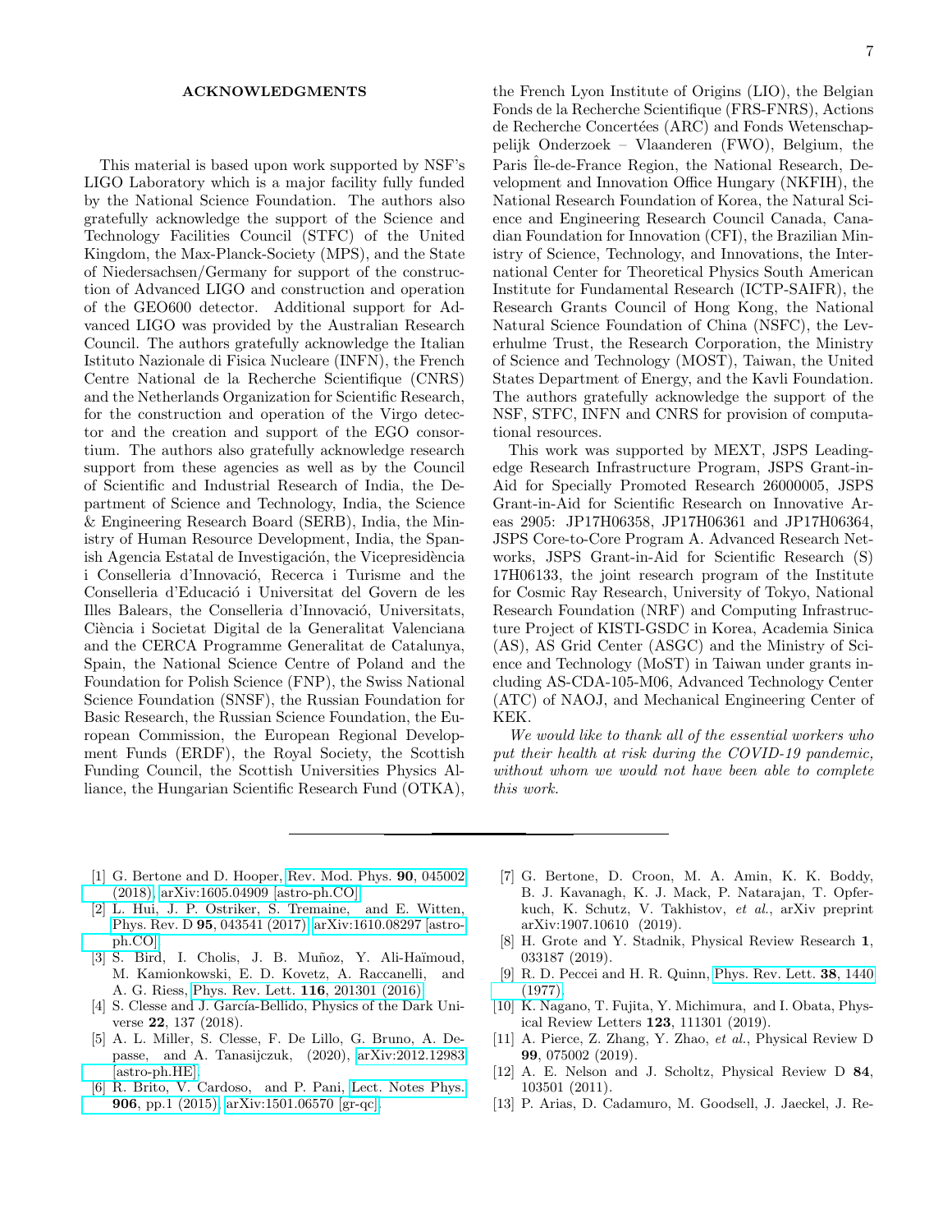## ACKNOWLEDGMENTS

This material is based upon work supported by NSF's LIGO Laboratory which is a major facility fully funded by the National Science Foundation. The authors also gratefully acknowledge the support of the Science and Technology Facilities Council (STFC) of the United Kingdom, the Max-Planck-Society (MPS), and the State of Niedersachsen/Germany for support of the construction of Advanced LIGO and construction and operation of the GEO600 detector. Additional support for Advanced LIGO was provided by the Australian Research Council. The authors gratefully acknowledge the Italian Istituto Nazionale di Fisica Nucleare (INFN), the French Centre National de la Recherche Scientifique (CNRS) and the Netherlands Organization for Scientific Research, for the construction and operation of the Virgo detector and the creation and support of the EGO consortium. The authors also gratefully acknowledge research support from these agencies as well as by the Council of Scientific and Industrial Research of India, the Department of Science and Technology, India, the Science & Engineering Research Board (SERB), India, the Ministry of Human Resource Development, India, the Spanish Agencia Estatal de Investigación, the Vicepresidència i Conselleria d'Innovació, Recerca i Turisme and the Conselleria d'Educació i Universitat del Govern de les Illes Balears, the Conselleria d'Innovació, Universitats, Ciència i Societat Digital de la Generalitat Valenciana and the CERCA Programme Generalitat de Catalunya, Spain, the National Science Centre of Poland and the Foundation for Polish Science (FNP), the Swiss National Science Foundation (SNSF), the Russian Foundation for Basic Research, the Russian Science Foundation, the European Commission, the European Regional Development Funds (ERDF), the Royal Society, the Scottish Funding Council, the Scottish Universities Physics Alliance, the Hungarian Scientific Research Fund (OTKA), the French Lyon Institute of Origins (LIO), the Belgian Fonds de la Recherche Scientifique (FRS-FNRS), Actions de Recherche Concertées (ARC) and Fonds Wetenschappelijk Onderzoek – Vlaanderen (FWO), Belgium, the Paris Île-de-France Region, the National Research, Development and Innovation Office Hungary (NKFIH), the National Research Foundation of Korea, the Natural Science and Engineering Research Council Canada, Canadian Foundation for Innovation (CFI), the Brazilian Ministry of Science, Technology, and Innovations, the International Center for Theoretical Physics South American Institute for Fundamental Research (ICTP-SAIFR), the Research Grants Council of Hong Kong, the National Natural Science Foundation of China (NSFC), the Leverhulme Trust, the Research Corporation, the Ministry of Science and Technology (MOST), Taiwan, the United States Department of Energy, and the Kavli Foundation. The authors gratefully acknowledge the support of the NSF, STFC, INFN and CNRS for provision of computational resources.

This work was supported by MEXT, JSPS Leading-edge Research Infrastructure Program, JSPS Grant-in-Aid for Specially Promoted Research 26000005, JSPS Grant-in-Aid for Scientific Research on Innovative Areas 2905: JP17H06358, JP17H06361 and JP17H06364, JSPS Core-to-Core Program A. Advanced Research Networks, JSPS Grant-in-Aid for Scientific Research (S) 17H06133, the joint research program of the Institute for Cosmic Ray Research, University of Tokyo, National Research Foundation (NRF) and Computing Infrastructure Project of KISTI-GSDC in Korea, Academia Sinica (AS), AS Grid Center (ASGC) and the Ministry of Science and Technology (MoST) in Taiwan under grants including AS-CDA-105-M06, Advanced Technology Center (ATC) of NAOJ, and Mechanical Engineering Center of KEK.

*We would like to thank all of the essential workers who put their health at risk during the COVID-19 pandemic, without whom we would not have been able to complete this work.*

---

[1] G. Bertone and D. Hooper, Rev. Mod. Phys. **90**, 045002 (2018), arXiv:1605.04909 [astro-ph.CO].

[2] L. Hui, J. P. Ostriker, S. Tremaine, and E. Witten, Phys. Rev. D **95**, 043541 (2017), arXiv:1610.08297 [astro-ph.CO].

[3] S. Bird, I. Cholis, J. B. Muñoz, Y. Ali-Haïmoud, M. Kamionkowski, E. D. Kovetz, A. Raccanelli, and A. G. Riess, Phys. Rev. Lett. **116**, 201301 (2016).

[4] S. Clesse and J. García-Bellido, Physics of the Dark Universe **22**, 137 (2018).

[5] A. L. Miller, S. Clesse, F. De Lillo, G. Bruno, A. Depasse, and A. Tanasijczuk, (2020), arXiv:2012.12983 [astro-ph.HE].

[6] R. Brito, V. Cardoso, and P. Pani, Lect. Notes Phys. **906**, pp.1 (2015), arXiv:1501.06570 [gr-qc].

[7] G. Bertone, D. Croon, M. A. Amin, K. K. Boddy, B. J. Kavanagh, K. J. Mack, P. Natarajan, T. Opferkuch, K. Schutz, V. Takhistov, *et al.*, arXiv preprint arXiv:1907.10610 (2019).

[8] H. Grote and Y. Stadnik, Physical Review Research **1**, 033187 (2019).

[9] R. D. Peccei and H. R. Quinn, Phys. Rev. Lett. **38**, 1440 (1977).

[10] K. Nagano, T. Fujita, Y. Michimura, and I. Obata, Physical Review Letters **123**, 111301 (2019).

[11] A. Pierce, Z. Zhang, Y. Zhao, *et al.*, Physical Review D **99**, 075002 (2019).

[12] A. E. Nelson and J. Scholtz, Physical Review D **84**, 103501 (2011).

[13] P. Arias, D. Cadamuro, M. Goodsell, J. Jaeckel, J. Re-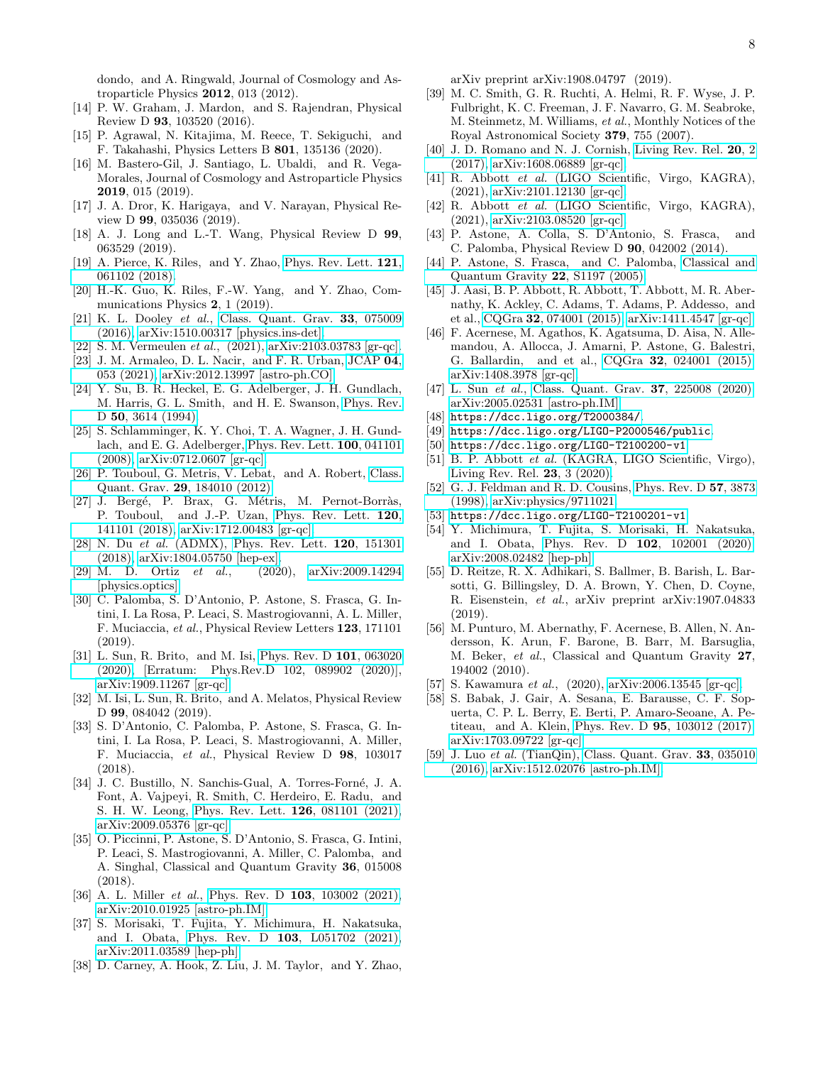dondo, and A. Ringwald, Journal of Cosmology and Astroparticle Physics **2012**, 013 (2012).

[14] P. W. Graham, J. Mardon, and S. Rajendran, Physical Review D **93**, 103520 (2016).

[15] P. Agrawal, N. Kitajima, M. Reece, T. Sekiguchi, and F. Takahashi, Physics Letters B **801**, 135136 (2020).

[16] M. Bastero-Gil, J. Santiago, L. Ubaldi, and R. Vega-Morales, Journal of Cosmology and Astroparticle Physics **2019**, 015 (2019).

[17] J. A. Dror, K. Harigaya, and V. Narayan, Physical Review D **99**, 035036 (2019).

[18] A. J. Long and L.-T. Wang, Physical Review D **99**, 063529 (2019).

[19] A. Pierce, K. Riles, and Y. Zhao, Phys. Rev. Lett. **121**, 061102 (2018).

[20] H.-K. Guo, K. Riles, F.-W. Yang, and Y. Zhao, Communications Physics **2**, 1 (2019).

[21] K. L. Dooley *et al.*, Class. Quant. Grav. **33**, 075009 (2016), arXiv:1510.00317 [physics.ins-det].

[22] S. M. Vermeulen *et al.*, (2021), arXiv:2103.03783 [gr-qc].

[23] J. M. Armaleo, D. L. Nacir, and F. R. Urban, JCAP **04**, 053 (2021), arXiv:2012.13997 [astro-ph.CO].

[24] Y. Su, B. R. Heckel, E. G. Adelberger, J. H. Gundlach, M. Harris, G. L. Smith, and H. E. Swanson, Phys. Rev. D **50**, 3614 (1994).

[25] S. Schlamminger, K. Y. Choi, T. A. Wagner, J. H. Gundlach, and E. G. Adelberger, Phys. Rev. Lett. **100**, 041101 (2008), arXiv:0712.0607 [gr-qc].

[26] P. Touboul, G. Metris, V. Lebat, and A. Robert, Class. Quant. Grav. **29**, 184010 (2012).

[27] J. Bergé, P. Brax, G. Métris, M. Pernot-Borràs, P. Touboul, and J.-P. Uzan, Phys. Rev. Lett. **120**, 141101 (2018), arXiv:1712.00483 [gr-qc].

[28] N. Du *et al.* (ADMX), Phys. Rev. Lett. **120**, 151301 (2018), arXiv:1804.05750 [hep-ex].

[29] M. D. Ortiz *et al.*, (2020), arXiv:2009.14294 [physics.optics].

[30] C. Palomba, S. D'Antonio, P. Astone, S. Frasca, G. Intini, I. La Rosa, P. Leaci, S. Mastrogiovanni, A. L. Miller, F. Muciaccia, *et al.*, Physical Review Letters **123**, 171101 (2019).

[31] L. Sun, R. Brito, and M. Isi, Phys. Rev. D **101**, 063020 (2020), [Erratum: Phys.Rev.D 102, 089902 (2020)], arXiv:1909.11267 [gr-qc].

[32] M. Isi, L. Sun, R. Brito, and A. Melatos, Physical Review D **99**, 084042 (2019).

[33] S. D'Antonio, C. Palomba, P. Astone, S. Frasca, G. Intini, I. La Rosa, P. Leaci, S. Mastrogiovanni, A. Miller, F. Muciaccia, *et al.*, Physical Review D **98**, 103017 (2018).

[34] J. C. Bustillo, N. Sanchis-Gual, A. Torres-Forné, J. A. Font, A. Vajpeyi, R. Smith, C. Herdeiro, E. Radu, and S. H. W. Leong, Phys. Rev. Lett. **126**, 081101 (2021), arXiv:2009.05376 [gr-qc].

[35] O. Piccinni, P. Astone, S. D'Antonio, S. Frasca, G. Intini, P. Leaci, S. Mastrogiovanni, A. Miller, C. Palomba, and A. Singhal, Classical and Quantum Gravity **36**, 015008 (2018).

[36] A. L. Miller *et al.*, Phys. Rev. D **103**, 103002 (2021), arXiv:2010.01925 [astro-ph.IM].

[37] S. Morisaki, T. Fujita, Y. Michimura, H. Nakatsuka, and I. Obata, Phys. Rev. D **103**, L051702 (2021), arXiv:2011.03589 [hep-ph].

[38] D. Carney, A. Hook, Z. Liu, J. M. Taylor, and Y. Zhao, arXiv preprint arXiv:1908.04797 (2019).

[39] M. C. Smith, G. R. Ruchti, A. Helmi, R. F. Wyse, J. P. Fulbright, K. C. Freeman, J. F. Navarro, G. M. Seabroke, M. Steinmetz, M. Williams, *et al.*, Monthly Notices of the Royal Astronomical Society **379**, 755 (2007).

[40] J. D. Romano and N. J. Cornish, Living Rev. Rel. **20**, 2 (2017), arXiv:1608.06889 [gr-qc].

[41] R. Abbott *et al.* (LIGO Scientific, Virgo, KAGRA), (2021), arXiv:2101.12130 [gr-qc].

[42] R. Abbott *et al.* (LIGO Scientific, Virgo, KAGRA), (2021), arXiv:2103.08520 [gr-qc].

[43] P. Astone, A. Colla, S. D'Antonio, S. Frasca, and C. Palomba, Physical Review D **90**, 042002 (2014).

[44] P. Astone, S. Frasca, and C. Palomba, Classical and Quantum Gravity **22**, S1197 (2005).

[45] J. Aasi, B. P. Abbott, R. Abbott, T. Abbott, M. R. Abernathy, K. Ackley, C. Adams, T. Adams, P. Addesso, and et al., CQGra **32**, 074001 (2015), arXiv:1411.4547 [gr-qc].

[46] F. Acernese, M. Agathos, K. Agatsuma, D. Aisa, N. Allemandou, A. Allocca, J. Amarni, P. Astone, G. Balestri, G. Ballardin, and et al., CQGra **32**, 024001 (2015), arXiv:1408.3978 [gr-qc].

[47] L. Sun *et al.*, Class. Quant. Grav. **37**, 225008 (2020), arXiv:2005.02531 [astro-ph.IM].

[48] `https://dcc.ligo.org/T2000384/`.

[49] `https://dcc.ligo.org/LIGO-P2000546/public`.

[50] `https://dcc.ligo.org/LIGO-T2100200-v1`.

[51] B. P. Abbott *et al.* (KAGRA, LIGO Scientific, Virgo), Living Rev. Rel. **23**, 3 (2020).

[52] G. J. Feldman and R. D. Cousins, Phys. Rev. D **57**, 3873 (1998), arXiv:physics/9711021.

[53] `https://dcc.ligo.org/LIGO-T2100201-v1`.

[54] Y. Michimura, T. Fujita, S. Morisaki, H. Nakatsuka, and I. Obata, Phys. Rev. D **102**, 102001 (2020), arXiv:2008.02482 [hep-ph].

[55] D. Reitze, R. X. Adhikari, S. Ballmer, B. Barish, L. Barsotti, G. Billingsley, D. A. Brown, Y. Chen, D. Coyne, R. Eisenstein, *et al.*, arXiv preprint arXiv:1907.04833 (2019).

[56] M. Punturo, M. Abernathy, F. Acernese, B. Allen, N. Andersson, K. Arun, F. Barone, B. Barr, M. Barsuglia, M. Beker, *et al.*, Classical and Quantum Gravity **27**, 194002 (2010).

[57] S. Kawamura *et al.*, (2020), arXiv:2006.13545 [gr-qc].

[58] S. Babak, J. Gair, A. Sesana, E. Barausse, C. F. Sopuerta, C. P. L. Berry, E. Berti, P. Amaro-Seoane, A. Petiteau, and A. Klein, Phys. Rev. D **95**, 103012 (2017), arXiv:1703.09722 [gr-qc].

[59] J. Luo *et al.* (TianQin), Class. Quant. Grav. **33**, 035010 (2016), arXiv:1512.02076 [astro-ph.IM].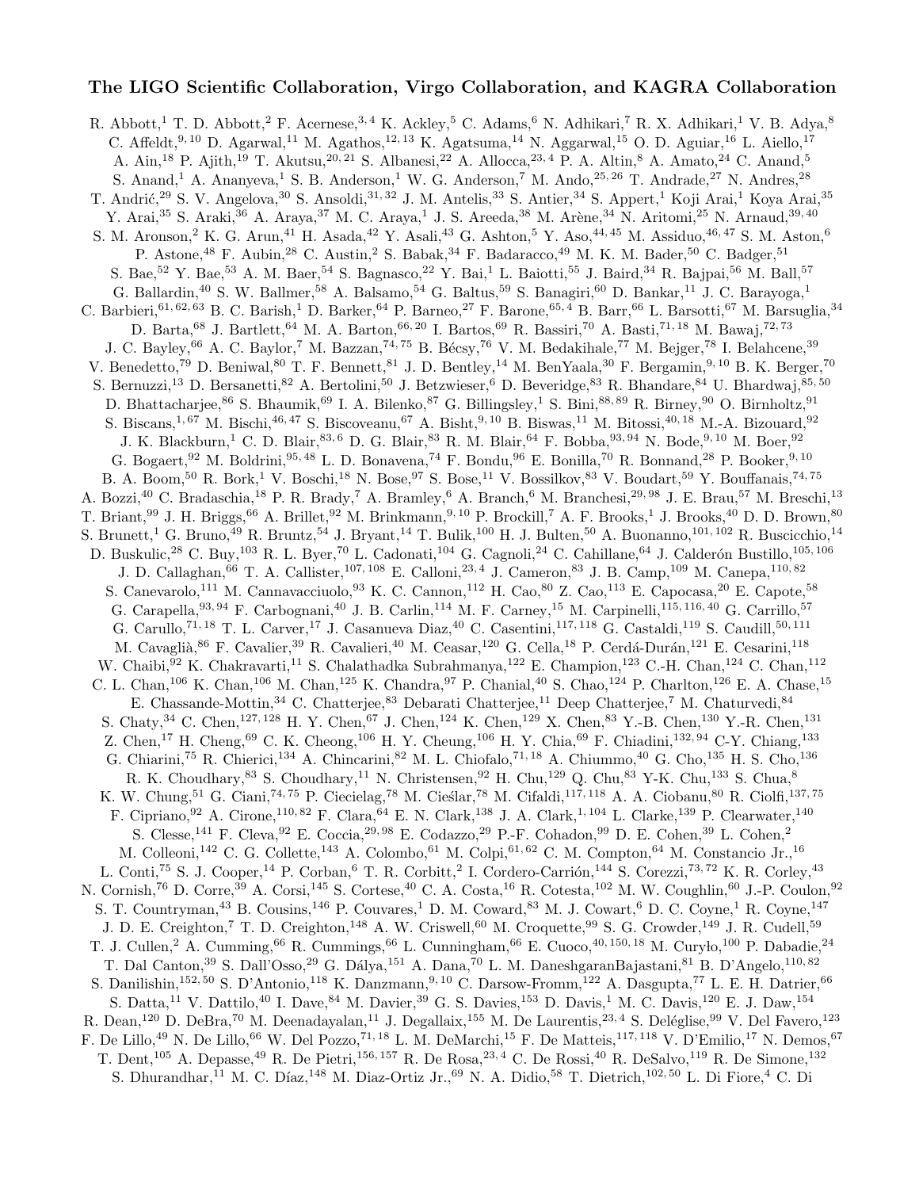# The LIGO Scientific Collaboration, Virgo Collaboration, and KAGRA Collaboration

R. Abbott,[1] T. D. Abbott,[2] F. Acernese,[3,4] K. Ackley,[5] C. Adams,[6] N. Adhikari,[7] R. X. Adhikari,[1] V. B. Adya,[8] C. Affeldt,[9,10] D. Agarwal,[11] M. Agathos,[12,13] K. Agatsuma,[14] N. Aggarwal,[15] O. D. Aguiar,[16] L. Aiello,[17] A. Ain,[18] P. Ajith,[19] T. Akutsu,[20,21] S. Albanesi,[22] A. Allocca,[23,4] P. A. Altin,[8] A. Amato,[24] C. Anand,[5] S. Anand,[1] A. Ananyeva,[1] S. B. Anderson,[1] W. G. Anderson,[7] M. Ando,[25,26] T. Andrade,[27] N. Andres,[28] T. Andrić,[29] S. V. Angelova,[30] S. Ansoldi,[31,32] J. M. Antelis,[33] S. Antier,[34] S. Appert,[1] Koji Arai,[1] Koya Arai,[35] Y. Arai,[35] S. Araki,[36] A. Araya,[37] M. C. Araya,[1] J. S. Areeda,[38] M. Arène,[34] N. Aritomi,[25] N. Arnaud,[39,40] S. M. Aronson,[2] K. G. Arun,[41] H. Asada,[42] Y. Asali,[43] G. Ashton,[5] Y. Aso,[44,45] M. Assiduo,[46,47] S. M. Aston,[6] P. Astone,[48] F. Aubin,[28] C. Austin,[2] S. Babak,[34] F. Badaracco,[49] M. K. M. Bader,[50] C. Badger,[51] S. Bae,[52] Y. Bae,[53] A. M. Baer,[54] S. Bagnasco,[22] Y. Bai,[1] L. Baiotti,[55] J. Baird,[34] R. Bajpai,[56] M. Ball,[57] G. Ballardin,[40] S. W. Ballmer,[58] A. Balsamo,[54] G. Baltus,[59] S. Banagiri,[60] D. Bankar,[11] J. C. Barayoga,[1] C. Barbieri,[61,62,63] B. C. Barish,[1] D. Barker,[64] P. Barneo,[27] F. Barone,[65,4] B. Barr,[66] L. Barsotti,[67] M. Barsuglia,[34] D. Barta,[68] J. Bartlett,[64] M. A. Barton,[66,20] I. Bartos,[69] R. Bassiri,[70] A. Basti,[71,18] M. Bawaj,[72,73] J. C. Bayley,[66] A. C. Baylor,[7] M. Bazzan,[74,75] B. Bécsy,[76] V. M. Bedakihale,[77] M. Bejger,[78] I. Belahcene,[39] V. Benedetto,[79] D. Beniwal,[80] T. F. Bennett,[81] J. D. Bentley,[14] M. BenYaala,[30] F. Bergamin,[9,10] B. K. Berger,[70] S. Bernuzzi,[13] D. Bersanetti,[82] A. Bertolini,[50] J. Betzwieser,[6] D. Beveridge,[83] R. Bhandare,[84] U. Bhardwaj,[85,50] D. Bhattacharjee,[86] S. Bhaumik,[69] I. A. Bilenko,[87] G. Billingsley,[1] S. Bini,[88,89] R. Birney,[90] O. Birnholtz,[91] S. Biscans,[1,67] M. Bischi,[46,47] S. Biscoveanu,[67] A. Bisht,[9,10] B. Biswas,[11] M. Bitossi,[40,18] M.-A. Bizouard,[92] J. K. Blackburn,[1] C. D. Blair,[83,6] D. G. Blair,[83] R. M. Blair,[64] F. Bobba,[93,94] N. Bode,[9,10] M. Boer,[92] G. Bogaert,[92] M. Boldrini,[95,48] L. D. Bonavena,[74] F. Bondu,[96] E. Bonilla,[70] R. Bonnand,[28] P. Booker,[9,10] B. A. Boom,[50] R. Bork,[1] V. Boschi,[18] N. Bose,[97] S. Bose,[11] V. Bossilkov,[83] V. Boudart,[59] Y. Bouffanais,[74,75] A. Bozzi,[40] C. Bradaschia,[18] P. R. Brady,[7] A. Bramley,[6] A. Branch,[6] M. Branchesi,[29,98] J. E. Brau,[57] M. Breschi,[13] T. Briant,[99] J. H. Briggs,[66] A. Brillet,[92] M. Brinkmann,[9,10] P. Brockill,[7] A. F. Brooks,[1] J. Brooks,[40] D. D. Brown,[80] S. Brunett,[1] G. Bruno,[49] R. Bruntz,[54] J. Bryant,[14] T. Bulik,[100] H. J. Bulten,[50] A. Buonanno,[101,102] R. Buscicchio,[14] D. Buskulic,[28] C. Buy,[103] R. L. Byer,[70] L. Cadonati,[104] G. Cagnoli,[24] C. Cahillane,[64] J. Calderón Bustillo,[105,106] J. D. Callaghan,[66] T. A. Callister,[107,108] E. Calloni,[23,4] J. Cameron,[83] J. B. Camp,[109] M. Canepa,[110,82] S. Canevarolo,[111] M. Cannavacciuolo,[93] K. C. Cannon,[112] H. Cao,[80] Z. Cao,[113] E. Capocasa,[20] E. Capote,[58] G. Carapella,[93,94] F. Carbognani,[40] J. B. Carlin,[114] M. F. Carney,[15] M. Carpinelli,[115,116,40] G. Carrillo,[57] G. Carullo,[71,18] T. L. Carver,[17] J. Casanueva Diaz,[40] C. Casentini,[117,118] G. Castaldi,[119] S. Caudill,[50,111] M. Cavaglià,[86] F. Cavalier,[39] R. Cavalieri,[40] M. Ceasar,[120] G. Cella,[18] P. Cerdá-Durán,[121] E. Cesarini,[118] W. Chaibi,[92] K. Chakravarti,[11] S. Chalathadka Subrahmanya,[122] E. Champion,[123] C.-H. Chan,[124] C. Chan,[112] C. L. Chan,[106] K. Chan,[106] M. Chan,[125] K. Chandra,[97] P. Chanial,[40] S. Chao,[124] P. Charlton,[126] E. A. Chase,[15] E. Chassande-Mottin,[34] C. Chatterjee,[83] Debarati Chatterjee,[11] Deep Chatterjee,[7] M. Chaturvedi,[84] S. Chaty,[34] C. Chen,[127,128] H. Y. Chen,[67] J. Chen,[124] K. Chen,[129] X. Chen,[83] Y.-B. Chen,[130] Y.-R. Chen,[131] Z. Chen,[17] H. Cheng,[69] C. K. Cheong,[106] H. Y. Cheung,[106] H. Y. Chia,[69] F. Chiadini,[132,94] C-Y. Chiang,[133] G. Chiarini,[75] R. Chierici,[134] A. Chincarini,[82] M. L. Chiofalo,[71,18] A. Chiummo,[40] G. Cho,[135] H. S. Cho,[136] R. K. Choudhary,[83] S. Choudhary,[11] N. Christensen,[92] H. Chu,[129] Q. Chu,[83] Y-K. Chu,[133] S. Chua,[8] K. W. Chung,[51] G. Ciani,[74,75] P. Ciecielag,[78] M. Cieślar,[78] M. Cifaldi,[117,118] A. A. Ciobanu,[80] R. Ciolfi,[137,75] F. Cipriano,[92] A. Cirone,[110,82] F. Clara,[64] E. N. Clark,[138] J. A. Clark,[1,104] L. Clarke,[139] P. Clearwater,[140] S. Clesse,[141] F. Cleva,[92] E. Coccia,[29,98] E. Codazzo,[29] P.-F. Cohadon,[99] D. E. Cohen,[39] L. Cohen,[2] M. Colleoni,[142] C. G. Collette,[143] A. Colombo,[61] M. Colpi,[61,62] C. M. Compton,[64] M. Constancio Jr.,[16] L. Conti,[75] S. J. Cooper,[14] P. Corban,[6] T. R. Corbitt,[2] I. Cordero-Carrión,[144] S. Corezzi,[73,72] K. R. Corley,[43] N. Cornish,[76] D. Corre,[39] A. Corsi,[145] S. Cortese,[40] C. A. Costa,[16] R. Cotesta,[102] M. W. Coughlin,[60] J.-P. Coulon,[92] S. T. Countryman,[43] B. Cousins,[146] P. Couvares,[1] D. M. Coward,[83] M. J. Cowart,[6] D. C. Coyne,[1] R. Coyne,[147] J. D. E. Creighton,[7] T. D. Creighton,[148] A. W. Criswell,[60] M. Croquette,[99] S. G. Crowder,[149] J. R. Cudell,[59] T. J. Cullen,[2] A. Cumming,[66] R. Cummings,[66] L. Cunningham,[66] E. Cuoco,[40,150,18] M. Curyło,[100] P. Dabadie,[24] T. Dal Canton,[39] S. Dall'Osso,[29] G. Dálya,[151] A. Dana,[70] L. M. DaneshgaranBajastani,[81] B. D'Angelo,[110,82] S. Danilishin,[152,50] S. D'Antonio,[118] K. Danzmann,[9,10] C. Darsow-Fromm,[122] A. Dasgupta,[77] L. E. H. Datrier,[66] S. Datta,[11] V. Dattilo,[40] I. Dave,[84] M. Davier,[39] G. S. Davies,[153] D. Davis,[1] M. C. Davis,[120] E. J. Daw,[154] R. Dean,[120] D. DeBra,[70] M. Deenadayalan,[11] J. Degallaix,[155] M. De Laurentis,[23,4] S. Deléglise,[99] V. Del Favero,[123] F. De Lillo,[49] N. De Lillo,[66] W. Del Pozzo,[71,18] L. M. DeMarchi,[15] F. De Matteis,[117,118] V. D'Emilio,[17] N. Demos,[67] T. Dent,[105] A. Depasse,[49] R. De Pietri,[156,157] R. De Rosa,[23,4] C. De Rossi,[40] R. DeSalvo,[119] R. De Simone,[132] S. Dhurandhar,[11] M. C. Díaz,[148] M. Diaz-Ortiz Jr.,[69] N. A. Didio,[58] T. Dietrich,[102,50] L. Di Fiore,[4] C. Di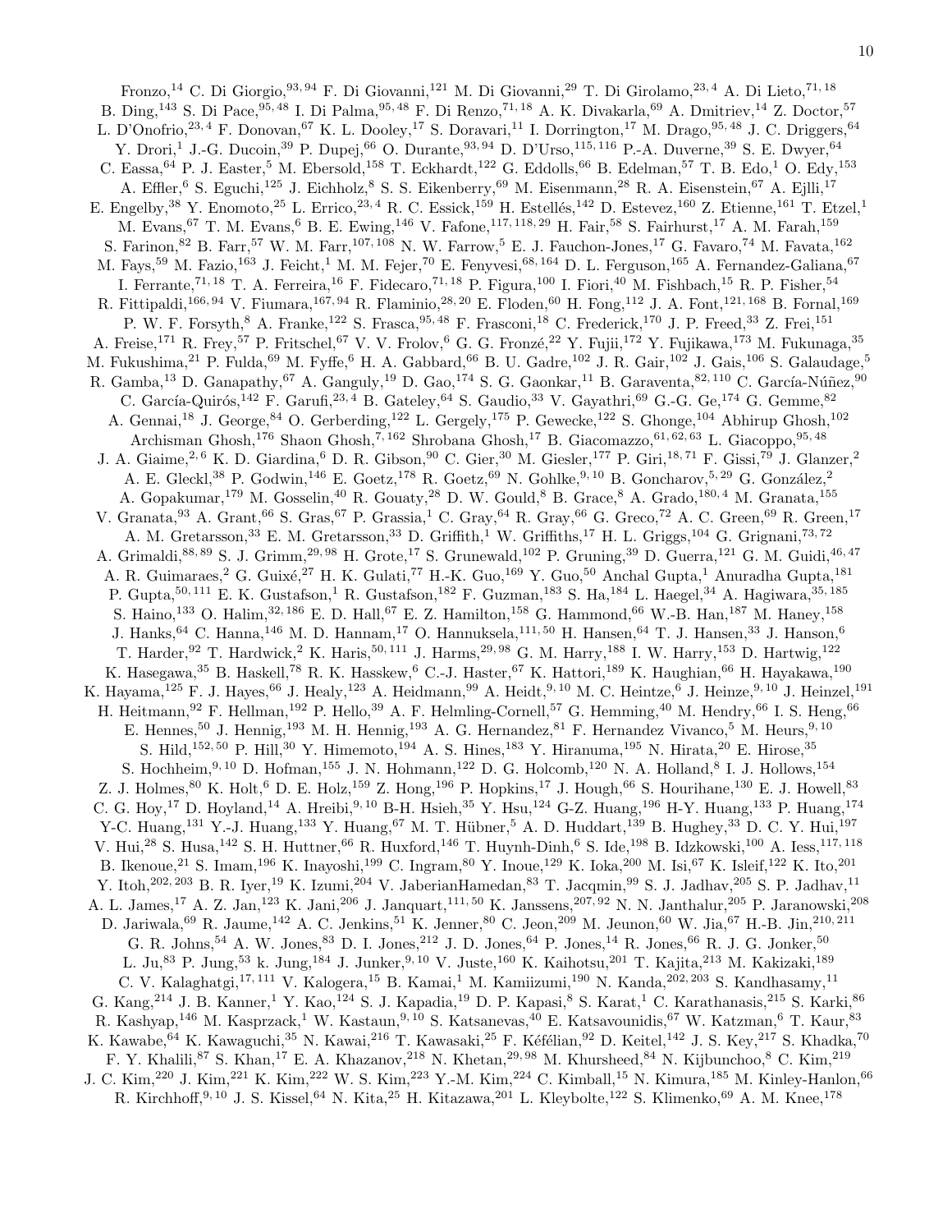Fronzo,[14] C. Di Giorgio,[93,94] F. Di Giovanni,[121] M. Di Giovanni,[29] T. Di Girolamo,[23,4] A. Di Lieto,[71,18] B. Ding,[143] S. Di Pace,[95,48] I. Di Palma,[95,48] F. Di Renzo,[71,18] A. K. Divakarla,[69] A. Dmitriev,[14] Z. Doctor,[57] L. D'Onofrio,[23,4] F. Donovan,[67] K. L. Dooley,[17] S. Doravari,[11] I. Dorrington,[17] M. Drago,[95,48] J. C. Driggers,[64] Y. Drori,[1] J.-G. Ducoin,[39] P. Dupej,[66] O. Durante,[93,94] D. D'Urso,[115,116] P.-A. Duverne,[39] S. E. Dwyer,[64] C. Eassa,[64] P. J. Easter,[5] M. Ebersold,[158] T. Eckhardt,[122] G. Eddolls,[66] B. Edelman,[57] T. B. Edo,[1] O. Edy,[153] A. Effler,[6] S. Eguchi,[125] J. Eichholz,[8] S. S. Eikenberry,[69] M. Eisenmann,[28] R. A. Eisenstein,[67] A. Ejlli,[17] E. Engelby,[38] Y. Enomoto,[25] L. Errico,[23,4] R. C. Essick,[159] H. Estellés,[142] D. Estevez,[160] Z. Etienne,[161] T. Etzel,[1] M. Evans,[67] T. M. Evans,[6] B. E. Ewing,[146] V. Fafone,[117,118,29] H. Fair,[58] S. Fairhurst,[17] A. M. Farah,[159] S. Farinon,[82] B. Farr,[57] W. M. Farr,[107,108] N. W. Farrow,[5] E. J. Fauchon-Jones,[17] G. Favaro,[74] M. Favata,[162] M. Fays,[59] M. Fazio,[163] J. Feicht,[1] M. M. Fejer,[70] E. Fenyvesi,[68,164] D. L. Ferguson,[165] A. Fernandez-Galiana,[67] I. Ferrante,[71,18] T. A. Ferreira,[16] F. Fidecaro,[71,18] P. Figura,[100] I. Fiori,[40] M. Fishbach,[15] R. P. Fisher,[54] R. Fittipaldi,[166,94] V. Fiumara,[167,94] R. Flaminio,[28,20] E. Floden,[60] H. Fong,[112] J. A. Font,[121,168] B. Fornal,[169] P. W. F. Forsyth,[8] A. Franke,[122] S. Frasca,[95,48] F. Frasconi,[18] C. Frederick,[170] J. P. Freed,[33] Z. Frei,[151] A. Freise,[171] R. Frey,[57] P. Fritschel,[67] V. V. Frolov,[6] G. G. Fronzé,[22] Y. Fujii,[172] Y. Fujikawa,[173] M. Fukunaga,[35] M. Fukushima,[21] P. Fulda,[69] M. Fyffe,[6] H. A. Gabbard,[66] B. U. Gadre,[102] J. R. Gair,[102] J. Gais,[106] S. Galaudage,[5] R. Gamba,[13] D. Ganapathy,[67] A. Ganguly,[19] D. Gao,[174] S. G. Gaonkar,[11] B. Garaventa,[82,110] C. García-Núñez,[90] C. García-Quirós,[142] F. Garufi,[23,4] B. Gateley,[64] S. Gaudio,[33] V. Gayathri,[69] G.-G. Ge,[174] G. Gemme,[82] A. Gennai,[18] J. George,[84] O. Gerberding,[122] L. Gergely,[175] P. Gewecke,[122] S. Ghonge,[104] Abhirup Ghosh,[102] Archisman Ghosh,[176] Shaon Ghosh,[7,162] Shrobana Ghosh,[17] B. Giacomazzo,[61,62,63] L. Giacoppo,[95,48] J. A. Giaime,[2,6] K. D. Giardina,[6] D. R. Gibson,[90] C. Gier,[30] M. Giesler,[177] P. Giri,[18,71] F. Gissi,[79] J. Glanzer,[2] A. E. Gleckl,[38] P. Godwin,[146] E. Goetz,[178] R. Goetz,[69] N. Gohlke,[9,10] B. Goncharov,[5,29] G. González,[2] A. Gopakumar,[179] M. Gosselin,[40] R. Gouaty,[28] D. W. Gould,[8] B. Grace,[8] A. Grado,[180,4] M. Granata,[155] V. Granata,[93] A. Grant,[66] S. Gras,[67] P. Grassia,[1] C. Gray,[64] R. Gray,[66] G. Greco,[72] A. C. Green,[69] R. Green,[17] A. M. Gretarsson,[33] E. M. Gretarsson,[33] D. Griffith,[1] W. Griffiths,[17] H. L. Griggs,[104] G. Grignani,[73,72] A. Grimaldi,[88,89] S. J. Grimm,[29,98] H. Grote,[17] S. Grunewald,[102] P. Gruning,[39] D. Guerra,[121] G. M. Guidi,[46,47] A. R. Guimaraes,[2] G. Guixé,[27] H. K. Gulati,[77] H.-K. Guo,[169] Y. Guo,[50] Anchal Gupta,[1] Anuradha Gupta,[181] P. Gupta,[50,111] E. K. Gustafson,[1] R. Gustafson,[182] F. Guzman,[183] S. Ha,[184] L. Haegel,[34] A. Hagiwara,[35,185] S. Haino,[133] O. Halim,[32,186] E. D. Hall,[67] E. Z. Hamilton,[158] G. Hammond,[66] W.-B. Han,[187] M. Haney,[158] J. Hanks,[64] C. Hanna,[146] M. D. Hannam,[17] O. Hannuksela,[111,50] H. Hansen,[64] T. J. Hansen,[33] J. Hanson,[6] T. Harder,[92] T. Hardwick,[2] K. Haris,[50,111] J. Harms,[29,98] G. M. Harry,[188] I. W. Harry,[153] D. Hartwig,[122] K. Hasegawa,[35] B. Haskell,[78] R. K. Hasskew,[6] C.-J. Haster,[67] K. Hattori,[189] K. Haughian,[66] H. Hayakawa,[190] K. Hayama,[125] F. J. Hayes,[66] J. Healy,[123] A. Heidmann,[99] A. Heidt,[9,10] M. C. Heintze,[6] J. Heinze,[9,10] J. Heinzel,[191] H. Heitmann,[92] F. Hellman,[192] P. Hello,[39] A. F. Helmling-Cornell,[57] G. Hemming,[40] M. Hendry,[66] I. S. Heng,[66] E. Hennes,[50] J. Hennig,[193] M. H. Hennig,[193] A. G. Hernandez,[81] F. Hernandez Vivanco,[5] M. Heurs,[9,10] S. Hild,[152,50] P. Hill,[30] Y. Himemoto,[194] A. S. Hines,[183] Y. Hiranuma,[195] N. Hirata,[20] E. Hirose,[35] S. Hochheim,[9,10] D. Hofman,[155] J. N. Hohmann,[122] D. G. Holcomb,[120] N. A. Holland,[8] I. J. Hollows,[154] Z. J. Holmes,[80] K. Holt,[6] D. E. Holz,[159] Z. Hong,[196] P. Hopkins,[17] J. Hough,[66] S. Hourihane,[130] E. J. Howell,[83] C. G. Hoy,[17] D. Hoyland,[14] A. Hreibi,[9,10] B-H. Hsieh,[35] Y. Hsu,[124] G-Z. Huang,[196] H-Y. Huang,[133] P. Huang,[174] Y-C. Huang,[131] Y.-J. Huang,[133] Y. Huang,[67] M. T. Hübner,[5] A. D. Huddart,[139] B. Hughey,[33] D. C. Y. Hui,[197] V. Hui,[28] S. Husa,[142] S. H. Huttner,[66] R. Huxford,[146] T. Huynh-Dinh,[6] S. Ide,[198] B. Idzkowski,[100] A. Iess,[117,118] B. Ikenoue,[21] S. Imam,[196] K. Inayoshi,[199] C. Ingram,[80] Y. Inoue,[129] K. Ioka,[200] M. Isi,[67] K. Isleif,[122] K. Ito,[201] Y. Itoh,[202,203] B. R. Iyer,[19] K. Izumi,[204] V. JaberianHamedan,[83] T. Jacqmin,[99] S. J. Jadhav,[205] S. P. Jadhav,[11] A. L. James,[17] A. Z. Jan,[123] K. Jani,[206] J. Janquart,[111,50] K. Janssens,[207,92] N. N. Janthalur,[205] P. Jaranowski,[208] D. Jariwala,[69] R. Jaume,[142] A. C. Jenkins,[51] K. Jenner,[80] C. Jeon,[209] M. Jeunon,[60] W. Jia,[67] H.-B. Jin,[210,211] G. R. Johns,[54] A. W. Jones,[83] D. I. Jones,[212] J. D. Jones,[64] P. Jones,[14] R. Jones,[66] R. J. G. Jonker,[50] L. Ju,[83] P. Jung,[53] k. Jung,[184] J. Junker,[9,10] V. Juste,[160] K. Kaihotsu,[201] T. Kajita,[213] M. Kakizaki,[189] C. V. Kalaghatgi,[17,111] V. Kalogera,[15] B. Kamai,[1] M. Kamiizumi,[190] N. Kanda,[202,203] S. Kandhasamy,[11] G. Kang,[214] J. B. Kanner,[1] Y. Kao,[124] S. J. Kapadia,[19] D. P. Kapasi,[8] S. Karat,[1] C. Karathanasis,[215] S. Karki,[86] R. Kashyap,[146] M. Kasprzack,[1] W. Kastaun,[9,10] S. Katsanevas,[40] E. Katsavounidis,[67] W. Katzman,[6] T. Kaur,[83] K. Kawabe,[64] K. Kawaguchi,[35] N. Kawai,[216] T. Kawasaki,[25] F. Kéfélian,[92] D. Keitel,[142] J. S. Key,[217] S. Khadka,[70] F. Y. Khalili,[87] S. Khan,[17] E. A. Khazanov,[218] N. Khetan,[29,98] M. Khursheed,[84] N. Kijbunchoo,[8] C. Kim,[219] J. C. Kim,[220] J. Kim,[221] K. Kim,[222] W. S. Kim,[223] Y.-M. Kim,[224] C. Kimball,[15] N. Kimura,[185] M. Kinley-Hanlon,[66] R. Kirchhoff,[9,10] J. S. Kissel,[64] N. Kita,[25] H. Kitazawa,[201] L. Kleybolte,[122] S. Klimenko,[69] A. M. Knee,[178]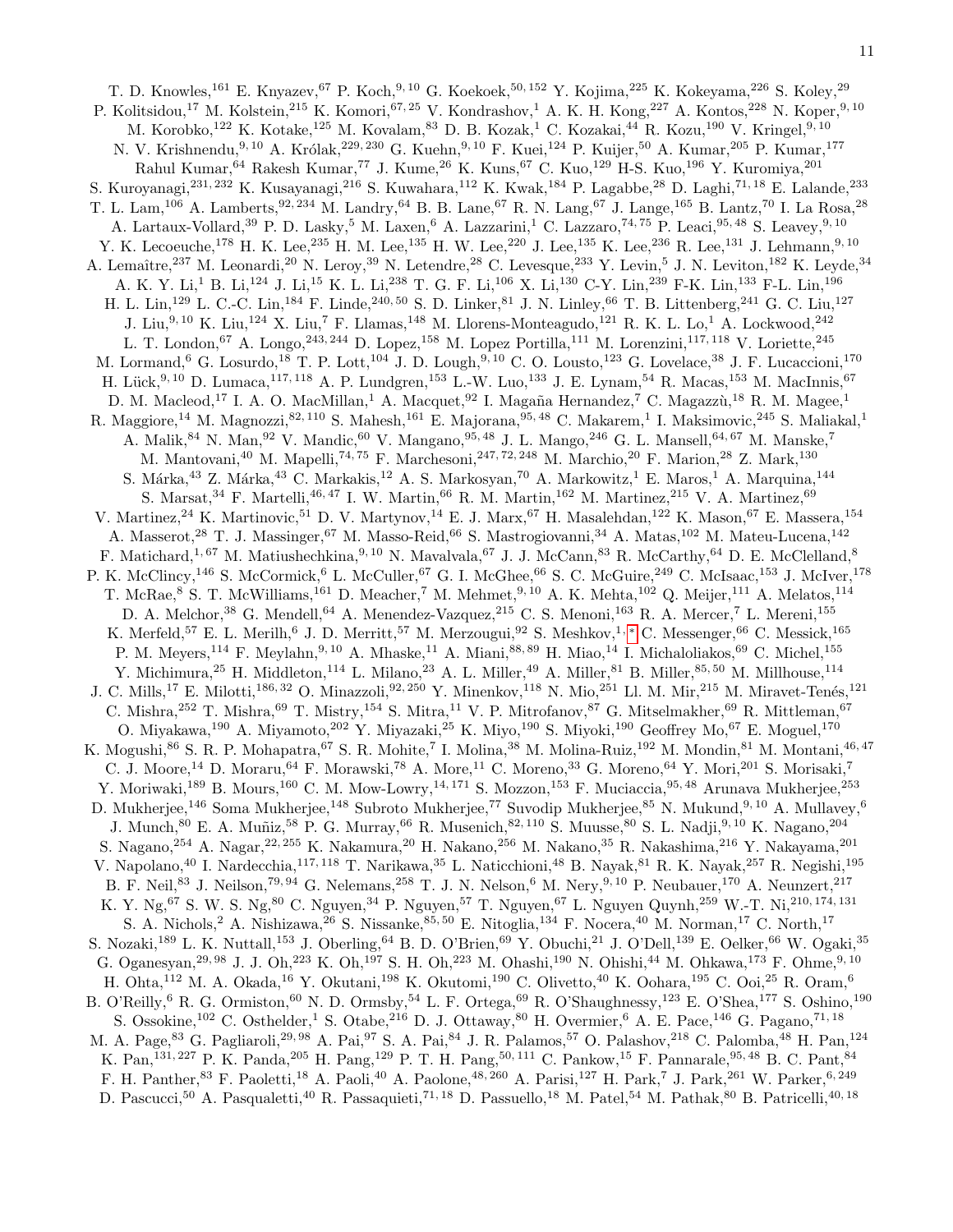T. D. Knowles,[161] E. Knyazev,[67] P. Koch,[9,10] G. Koekoek,[50,152] Y. Kojima,[225] K. Kokeyama,[226] S. Koley,[29] P. Kolitsidou,[17] M. Kolstein,[215] K. Komori,[67,25] V. Kondrashov,[1] A. K. H. Kong,[227] A. Kontos,[228] N. Koper,[9,10] M. Korobko,[122] K. Kotake,[125] M. Kovalam,[83] D. B. Kozak,[1] C. Kozakai,[44] R. Kozu,[190] V. Kringel,[9,10] N. V. Krishnendu,[9,10] A. Królak,[229,230] G. Kuehn,[9,10] F. Kuei,[124] P. Kuijer,[50] A. Kumar,[205] P. Kumar,[177] Rahul Kumar,[64] Rakesh Kumar,[77] J. Kume,[26] K. Kuns,[67] C. Kuo,[129] H-S. Kuo,[196] Y. Kuromiya,[201] S. Kuroyanagi,[231,232] K. Kusayanagi,[216] S. Kuwahara,[112] K. Kwak,[184] P. Lagabbe,[28] D. Laghi,[71,18] E. Lalande,[233] T. L. Lam,[106] A. Lamberts,[92,234] M. Landry,[64] B. B. Lane,[67] R. N. Lang,[67] J. Lange,[165] B. Lantz,[70] I. La Rosa,[28] A. Lartaux-Vollard,[39] P. D. Lasky,[5] M. Laxen,[6] A. Lazzarini,[1] C. Lazzaro,[74,75] P. Leaci,[95,48] S. Leavey,[9,10] Y. K. Lecoeuche,[178] H. K. Lee,[235] H. M. Lee,[135] H. W. Lee,[220] J. Lee,[135] K. Lee,[236] R. Lee,[131] J. Lehmann,[9,10] A. Lemaître,[237] M. Leonardi,[20] N. Leroy,[39] N. Letendre,[28] C. Levesque,[233] Y. Levin,[5] J. N. Leviton,[182] K. Leyde,[34] A. K. Y. Li,[1] B. Li,[124] J. Li,[15] K. L. Li,[238] T. G. F. Li,[106] X. Li,[130] C-Y. Lin,[239] F-K. Lin,[133] F-L. Lin,[196] H. L. Lin,[129] L. C.-C. Lin,[184] F. Linde,[240,50] S. D. Linker,[81] J. N. Linley,[66] T. B. Littenberg,[241] G. C. Liu,[127] J. Liu,[9,10] K. Liu,[124] X. Liu,[7] F. Llamas,[148] M. Llorens-Monteagudo,[121] R. K. L. Lo,[1] A. Lockwood,[242] L. T. London,[67] A. Longo,[243,244] D. Lopez,[158] M. Lopez Portilla,[111] M. Lorenzini,[117,118] V. Loriette,[245] M. Lormand,[6] G. Losurdo,[18] T. P. Lott,[104] J. D. Lough,[9,10] C. O. Lousto,[123] G. Lovelace,[38] J. F. Lucaccioni,[170] H. Lück,[9,10] D. Lumaca,[117,118] A. P. Lundgren,[153] L.-W. Luo,[133] J. E. Lynam,[54] R. Macas,[153] M. MacInnis,[67] D. M. Macleod,[17] I. A. O. MacMillan,[1] A. Macquet,[92] I. Magaña Hernandez,[7] C. Magazzù,[18] R. M. Magee,[1] R. Maggiore,[14] M. Magnozzi,[82,110] S. Mahesh,[161] E. Majorana,[95,48] C. Makarem,[1] I. Maksimovic,[245] S. Maliakal,[1] A. Malik,[84] N. Man,[92] V. Mandic,[60] V. Mangano,[95,48] J. L. Mango,[246] G. L. Mansell,[64,67] M. Manske,[7] M. Mantovani,[40] M. Mapelli,[74,75] F. Marchesoni,[247,72,248] M. Marchio,[20] F. Marion,[28] Z. Mark,[130] S. Márka,[43] Z. Márka,[43] C. Markakis,[12] A. S. Markosyan,[70] A. Markowitz,[1] E. Maros,[1] A. Marquina,[144] S. Marsat,[34] F. Martelli,[46,47] I. W. Martin,[66] R. M. Martin,[162] M. Martinez,[215] V. A. Martinez,[69] V. Martinez,[24] K. Martinovic,[51] D. V. Martynov,[14] E. J. Marx,[67] H. Masalehdan,[122] K. Mason,[67] E. Massera,[154] A. Masserot,[28] T. J. Massinger,[67] M. Masso-Reid,[66] S. Mastrogiovanni,[34] A. Matas,[102] M. Mateu-Lucena,[142] F. Matichard,[1,67] M. Matiushechkina,[9,10] N. Mavalvala,[67] J. J. McCann,[83] R. McCarthy,[64] D. E. McClelland,[8] P. K. McClincy,[146] S. McCormick,[6] L. McCuller,[67] G. I. McGhee,[66] S. C. McGuire,[249] C. McIsaac,[153] J. McIver,[178] T. McRae,[8] S. T. McWilliams,[161] D. Meacher,[7] M. Mehmet,[9,10] A. K. Mehta,[102] Q. Meijer,[111] A. Melatos,[114] D. A. Melchor,[38] G. Mendell,[64] A. Menendez-Vazquez,[215] C. S. Menoni,[163] R. A. Mercer,[7] L. Mereni,[155] K. Merfeld,[57] E. L. Merilh,[6] J. D. Merritt,[57] M. Merzougui,[92] S. Meshkov,[1,*] C. Messenger,[66] C. Messick,[165] P. M. Meyers,[114] F. Meylahn,[9,10] A. Mhaske,[11] A. Miani,[88,89] H. Miao,[14] I. Michaloliakos,[69] C. Michel,[155] Y. Michimura,[25] H. Middleton,[114] L. Milano,[23] A. L. Miller,[49] A. Miller,[81] B. Miller,[85,50] M. Millhouse,[114] J. C. Mills,[17] E. Milotti,[186,32] O. Minazzoli,[92,250] Y. Minenkov,[118] N. Mio,[251] Ll. M. Mir,[215] M. Miravet-Tenés,[121] C. Mishra,[252] T. Mishra,[69] T. Mistry,[154] S. Mitra,[11] V. P. Mitrofanov,[87] G. Mitselmakher,[69] R. Mittleman,[67] O. Miyakawa,[190] A. Miyamoto,[202] Y. Miyazaki,[25] K. Miyo,[190] S. Miyoki,[190] Geoffrey Mo,[67] E. Moguel,[170] K. Mogushi,[86] S. R. P. Mohapatra,[67] S. R. Mohite,[7] I. Molina,[38] M. Molina-Ruiz,[192] M. Mondin,[81] M. Montani,[46,47] C. J. Moore,[14] D. Moraru,[64] F. Morawski,[78] A. More,[11] C. Moreno,[33] G. Moreno,[64] Y. Mori,[201] S. Morisaki,[7] Y. Moriwaki,[189] B. Mours,[160] C. M. Mow-Lowry,[14,171] S. Mozzon,[153] F. Muciaccia,[95,48] Arunava Mukherjee,[253] D. Mukherjee,[146] Soma Mukherjee,[148] Subroto Mukherjee,[77] Suvodip Mukherjee,[85] N. Mukund,[9,10] A. Mullavey,[6] J. Munch,[80] E. A. Muñiz,[58] P. G. Murray,[66] R. Musenich,[82,110] S. Muusse,[80] S. L. Nadji,[9,10] K. Nagano,[204] S. Nagano,[254] A. Nagar,[22,255] K. Nakamura,[20] H. Nakano,[256] M. Nakano,[35] R. Nakashima,[216] Y. Nakayama,[201] V. Napolano,[40] I. Nardecchia,[117,118] T. Narikawa,[35] L. Naticchioni,[48] B. Nayak,[81] R. K. Nayak,[257] R. Negishi,[195] B. F. Neil,[83] J. Neilson,[79,94] G. Nelemans,[258] T. J. N. Nelson,[6] M. Nery,[9,10] P. Neubauer,[170] A. Neunzert,[217] K. Y. Ng,[67] S. W. S. Ng,[80] C. Nguyen,[34] P. Nguyen,[57] T. Nguyen,[67] L. Nguyen Quynh,[259] W.-T. Ni,[210,174,131] S. A. Nichols,[2] A. Nishizawa,[26] S. Nissanke,[85,50] E. Nitoglia,[134] F. Nocera,[40] M. Norman,[17] C. North,[17] S. Nozaki,[189] L. K. Nuttall,[153] J. Oberling,[64] B. D. O'Brien,[69] Y. Obuchi,[21] J. O'Dell,[139] E. Oelker,[66] W. Ogaki,[35] G. Oganesyan,[29,98] J. J. Oh,[223] K. Oh,[197] S. H. Oh,[223] M. Ohashi,[190] N. Ohishi,[44] M. Ohkawa,[173] F. Ohme,[9,10] H. Ohta,[112] M. A. Okada,[16] Y. Okutani,[198] K. Okutomi,[190] C. Olivetto,[40] K. Oohara,[195] C. Ooi,[25] R. Oram,[6] B. O'Reilly,[6] R. G. Ormiston,[60] N. D. Ormsby,[54] L. F. Ortega,[69] R. O'Shaughnessy,[123] E. O'Shea,[177] S. Oshino,[190] S. Ossokine,[102] C. Osthelder,[1] S. Otabe,[216] D. J. Ottaway,[80] H. Overmier,[6] A. E. Pace,[146] G. Pagano,[71,18] M. A. Page,[83] G. Pagliaroli,[29,98] A. Pai,[97] S. A. Pai,[84] J. R. Palamos,[57] O. Palashov,[218] C. Palomba,[48] H. Pan,[124] K. Pan,[131,227] P. K. Panda,[205] H. Pang,[129] P. T. H. Pang,[50,111] C. Pankow,[15] F. Pannarale,[95,48] B. C. Pant,[84] F. H. Panther,[83] F. Paoletti,[18] A. Paoli,[40] A. Paolone,[48,260] A. Parisi,[127] H. Park,[7] J. Park,[261] W. Parker,[6,249] D. Pascucci,[50] A. Pasqualetti,[40] R. Passaquieti,[71,18] D. Passuello,[18] M. Patel,[54] M. Pathak,[80] B. Patricelli,[40,18]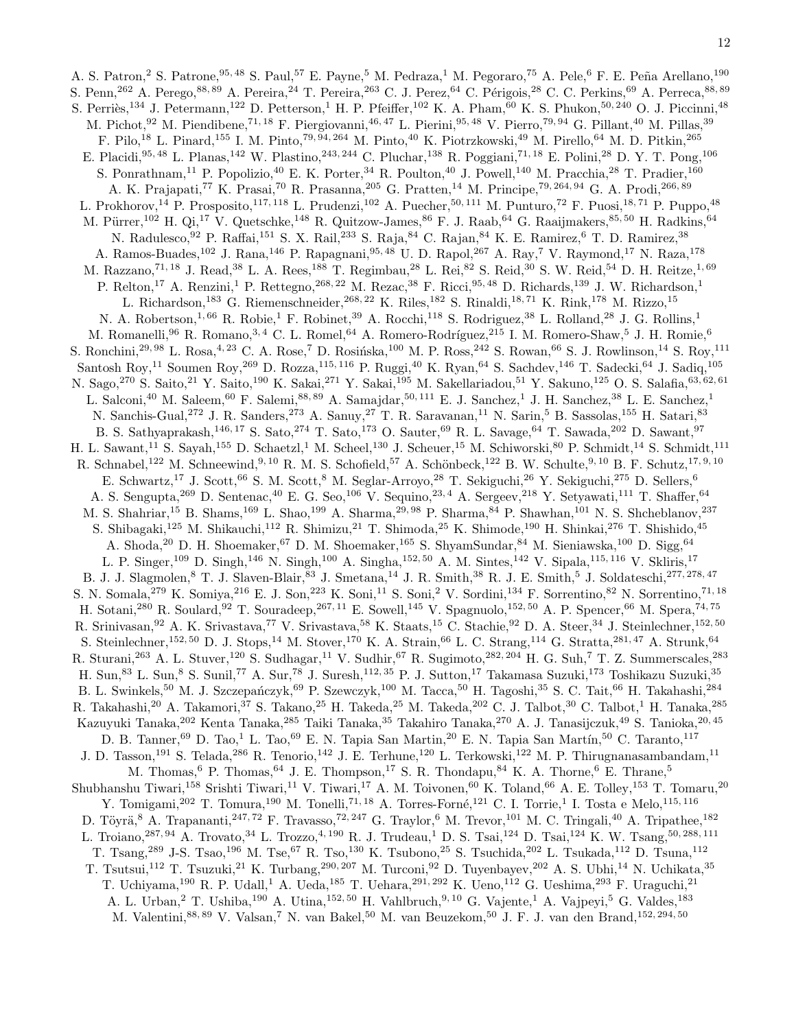A. S. Patron,[2] S. Patrone,[95,48] S. Paul,[57] E. Payne,[5] M. Pedraza,[1] M. Pegoraro,[75] A. Pele,[6] F. E. Peña Arellano,[190] S. Penn,[262] A. Perego,[88,89] A. Pereira,[24] T. Pereira,[263] C. J. Perez,[64] C. Périgois,[28] C. C. Perkins,[69] A. Perreca,[88,89] S. Perriès,[134] J. Petermann,[122] D. Petterson,[1] H. P. Pfeiffer,[102] K. A. Pham,[60] K. S. Phukon,[50,240] O. J. Piccinni,[48] M. Pichot,[92] M. Piendibene,[71,18] F. Piergiovanni,[46,47] L. Pierini,[95,48] V. Pierro,[79,94] G. Pillant,[40] M. Pillas,[39] F. Pilo,[18] L. Pinard,[155] I. M. Pinto,[79,94,264] M. Pinto,[40] K. Piotrzkowski,[49] M. Pirello,[64] M. D. Pitkin,[265] E. Placidi,[95,48] L. Planas,[142] W. Plastino,[243,244] C. Pluchar,[138] R. Poggiani,[71,18] E. Polini,[28] D. Y. T. Pong,[106] S. Ponrathnam,[11] P. Popolizio,[40] E. K. Porter,[34] R. Poulton,[40] J. Powell,[140] M. Pracchia,[28] T. Pradier,[160] A. K. Prajapati,[77] K. Prasai,[70] R. Prasanna,[205] G. Pratten,[14] M. Principe,[79,264,94] G. A. Prodi,[266,89] L. Prokhorov,[14] P. Prosposito,[117,118] L. Prudenzi,[102] A. Puecher,[50,111] M. Punturo,[72] F. Puosi,[18,71] P. Puppo,[48] M. Pürrer,[102] H. Qi,[17] V. Quetschke,[148] R. Quitzow-James,[86] F. J. Raab,[64] G. Raaijmakers,[85,50] H. Radkins,[64] N. Radulesco,[92] P. Raffai,[151] S. X. Rail,[233] S. Raja,[84] C. Rajan,[84] K. E. Ramirez,[6] T. D. Ramirez,[38] A. Ramos-Buades,[102] J. Rana,[146] P. Rapagnani,[95,48] U. D. Rapol,[267] A. Ray,[7] V. Raymond,[17] N. Raza,[178] M. Razzano,[71,18] J. Read,[38] L. A. Rees,[188] T. Regimbau,[28] L. Rei,[82] S. Reid,[30] S. W. Reid,[54] D. H. Reitze,[1,69] P. Relton,[17] A. Renzini,[1] P. Rettegno,[268,22] M. Rezac,[38] F. Ricci,[95,48] D. Richards,[139] J. W. Richardson,[1] L. Richardson,[183] G. Riemenschneider,[268,22] K. Riles,[182] S. Rinaldi,[18,71] K. Rink,[178] M. Rizzo,[15] N. A. Robertson,[1,66] R. Robie,[1] F. Robinet,[39] A. Rocchi,[118] S. Rodriguez,[38] L. Rolland,[28] J. G. Rollins,[1] M. Romanelli,[96] R. Romano,[3,4] C. L. Romel,[64] A. Romero-Rodríguez,[215] I. M. Romero-Shaw,[5] J. H. Romie,[6] S. Ronchini,[29,98] L. Rosa,[4,23] C. A. Rose,[7] D. Rosińska,[100] M. P. Ross,[242] S. Rowan,[66] S. J. Rowlinson,[14] S. Roy,[111] Santosh Roy,[11] Soumen Roy,[269] D. Rozza,[115,116] P. Ruggi,[40] K. Ryan,[64] S. Sachdev,[146] T. Sadecki,[64] J. Sadiq,[105] N. Sago,[270] S. Saito,[21] Y. Saito,[190] K. Sakai,[271] Y. Sakai,[195] M. Sakellariadou,[51] Y. Sakuno,[125] O. S. Salafia,[63,62,61] L. Salconi,[40] M. Saleem,[60] F. Salemi,[88,89] A. Samajdar,[50,111] E. J. Sanchez,[1] J. H. Sanchez,[38] L. E. Sanchez,[1] N. Sanchis-Gual,[272] J. R. Sanders,[273] A. Sanuy,[27] T. R. Saravanan,[11] N. Sarin,[5] B. Sassolas,[155] H. Satari,[83] B. S. Sathyaprakash,[146,17] S. Sato,[274] T. Sato,[173] O. Sauter,[69] R. L. Savage,[64] T. Sawada,[202] D. Sawant,[97] H. L. Sawant,[11] S. Sayah,[155] D. Schaetzl,[1] M. Scheel,[130] J. Scheuer,[15] M. Schiworski,[80] P. Schmidt,[14] S. Schmidt,[111] R. Schnabel,[122] M. Schneewind,[9,10] R. M. S. Schofield,[57] A. Schönbeck,[122] B. W. Schulte,[9,10] B. F. Schutz,[17,9,10] E. Schwartz,[17] J. Scott,[66] S. M. Scott,[8] M. Seglar-Arroyo,[28] T. Sekiguchi,[26] Y. Sekiguchi,[275] D. Sellers,[6] A. S. Sengupta,[269] D. Sentenac,[40] E. G. Seo,[106] V. Sequino,[23,4] A. Sergeev,[218] Y. Setyawati,[111] T. Shaffer,[64] M. S. Shahriar,[15] B. Shams,[169] L. Shao,[199] A. Sharma,[29,98] P. Sharma,[84] P. Shawhan,[101] N. S. Shcheblanov,[237] S. Shibagaki,[125] M. Shikauchi,[112] R. Shimizu,[21] T. Shimoda,[25] K. Shimode,[190] H. Shinkai,[276] T. Shishido,[45] A. Shoda,[20] D. H. Shoemaker,[67] D. M. Shoemaker,[165] S. ShyamSundar,[84] M. Sieniawska,[100] D. Sigg,[64] L. P. Singer,[109] D. Singh,[146] N. Singh,[100] A. Singha,[152,50] A. M. Sintes,[142] V. Sipala,[115,116] V. Skliris,[17] B. J. J. Slagmolen,[8] T. J. Slaven-Blair,[83] J. Smetana,[14] J. R. Smith,[38] R. J. E. Smith,[5] J. Soldateschi,[277,278,47] S. N. Somala,[279] K. Somiya,[216] E. J. Son,[223] K. Soni,[11] S. Soni,[2] V. Sordini,[134] F. Sorrentino,[82] N. Sorrentino,[71,18] H. Sotani,[280] R. Soulard,[92] T. Souradeep,[267,11] E. Sowell,[145] V. Spagnuolo,[152,50] A. P. Spencer,[66] M. Spera,[74,75] R. Srinivasan,[92] A. K. Srivastava,[77] V. Srivastava,[58] K. Staats,[15] C. Stachie,[92] D. A. Steer,[34] J. Steinlechner,[152,50] S. Steinlechner,[152,50] D. J. Stops,[14] M. Stover,[170] K. A. Strain,[66] L. C. Strang,[114] G. Stratta,[281,47] A. Strunk,[64] R. Sturani,[263] A. L. Stuver,[120] S. Sudhagar,[11] V. Sudhir,[67] R. Sugimoto,[282,204] H. G. Suh,[7] T. Z. Summerscales,[283] H. Sun,[83] L. Sun,[8] S. Sunil,[77] A. Sur,[78] J. Suresh,[112,35] P. J. Sutton,[17] Takamasa Suzuki,[173] Toshikazu Suzuki,[35] B. L. Swinkels,[50] M. J. Szczepańczyk,[69] P. Szewczyk,[100] M. Tacca,[50] H. Tagoshi,[35] S. C. Tait,[66] H. Takahashi,[284] R. Takahashi,[20] A. Takamori,[37] S. Takano,[25] H. Takeda,[25] M. Takeda,[202] C. J. Talbot,[30] C. Talbot,[1] H. Tanaka,[285] Kazuyuki Tanaka,[202] Kenta Tanaka,[285] Taiki Tanaka,[35] Takahiro Tanaka,[270] A. J. Tanasijczuk,[49] S. Tanioka,[20,45] D. B. Tanner,[69] D. Tao,[1] L. Tao,[69] E. N. Tapia San Martin,[20] E. N. Tapia San Martín,[50] C. Taranto,[117] J. D. Tasson,[191] S. Telada,[286] R. Tenorio,[142] J. E. Terhune,[120] L. Terkowski,[122] M. P. Thirugnanasambandam,[11] M. Thomas,[6] P. Thomas,[64] J. E. Thompson,[17] S. R. Thondapu,[84] K. A. Thorne,[6] E. Thrane,[5] Shubhanshu Tiwari,[158] Srishti Tiwari,[11] V. Tiwari,[17] A. M. Toivonen,[60] K. Toland,[66] A. E. Tolley,[153] T. Tomaru,[20] Y. Tomigami,[202] T. Tomura,[190] M. Tonelli,[71,18] A. Torres-Forné,[121] C. I. Torrie,[1] I. Tosta e Melo,[115,116] D. Töyrä,[8] A. Trapananti,[247,72] F. Travasso,[72,247] G. Traylor,[6] M. Trevor,[101] M. C. Tringali,[40] A. Tripathee,[182] L. Troiano,[287,94] A. Trovato,[34] L. Trozzo,[4,190] R. J. Trudeau,[1] D. S. Tsai,[124] D. Tsai,[124] K. W. Tsang,[50,288,111] T. Tsang,[289] J-S. Tsao,[196] M. Tse,[67] R. Tso,[130] K. Tsubono,[25] S. Tsuchida,[202] L. Tsukada,[112] D. Tsuna,[112] T. Tsutsui,[112] T. Tsuzuki,[21] K. Turbang,[290,207] M. Turconi,[92] D. Tuyenbayev,[202] A. S. Ubhi,[14] N. Uchikata,[35] T. Uchiyama,[190] R. P. Udall,[1] A. Ueda,[185] T. Uehara,[291,292] K. Ueno,[112] G. Ueshima,[293] F. Uraguchi,[21] A. L. Urban,[2] T. Ushiba,[190] A. Utina,[152,50] H. Vahlbruch,[9,10] G. Vajente,[1] A. Vajpeyi,[5] G. Valdes,[183] M. Valentini,[88,89] V. Valsan,[7] N. van Bakel,[50] M. van Beuzekom,[50] J. F. J. van den Brand,[152,294,50]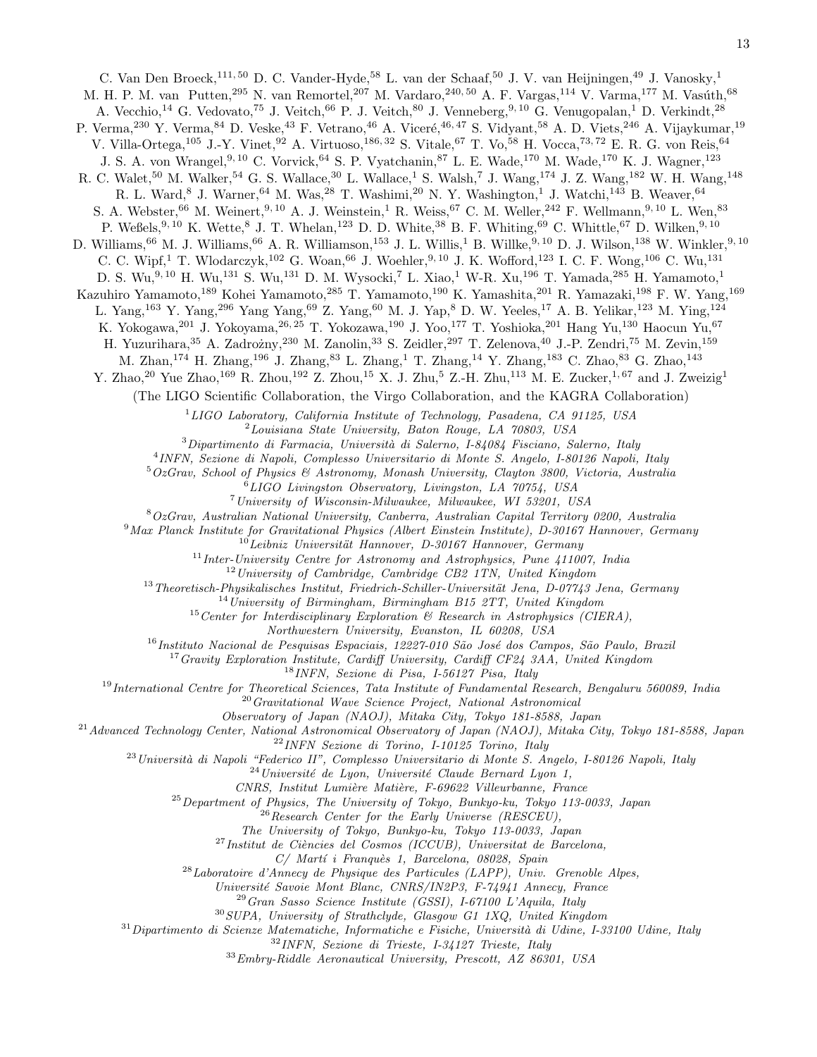C. Van Den Broeck,[111,50] D. C. Vander-Hyde,[58] L. van der Schaaf,[50] J. V. van Heijningen,[49] J. Vanosky,[1] M. H. P. M. van Putten,[295] N. van Remortel,[207] M. Vardaro,[240,50] A. F. Vargas,[114] V. Varma,[177] M. Vasúth,[68] A. Vecchio,[14] G. Vedovato,[75] J. Veitch,[66] P. J. Veitch,[80] J. Venneberg,[9,10] G. Venugopalan,[1] D. Verkindt,[28] P. Verma,[230] Y. Verma,[84] D. Veske,[43] F. Vetrano,[46] A. Viceré,[46,47] S. Vidyant,[58] A. D. Viets,[246] A. Vijaykumar,[19] V. Villa-Ortega,[105] J.-Y. Vinet,[92] A. Virtuoso,[186,32] S. Vitale,[67] T. Vo,[58] H. Vocca,[73,72] E. R. G. von Reis,[64] J. S. A. von Wrangel,[9,10] C. Vorvick,[64] S. P. Vyatchanin,[87] L. E. Wade,[170] M. Wade,[170] K. J. Wagner,[123] R. C. Walet,[50] M. Walker,[54] G. S. Wallace,[30] L. Wallace,[1] S. Walsh,[7] J. Wang,[174] J. Z. Wang,[182] W. H. Wang,[148] R. L. Ward,[8] J. Warner,[64] M. Was,[28] T. Washimi,[20] N. Y. Washington,[1] J. Watchi,[143] B. Weaver,[64] S. A. Webster,[66] M. Weinert,[9,10] A. J. Weinstein,[1] R. Weiss,[67] C. M. Weller,[242] F. Wellmann,[9,10] L. Wen,[83] P. Weßels,[9,10] K. Wette,[8] J. T. Whelan,[123] D. D. White,[38] B. F. Whiting,[69] C. Whittle,[67] D. Wilken,[9,10] D. Williams,[66] M. J. Williams,[66] A. R. Williamson,[153] J. L. Willis,[1] B. Willke,[9,10] D. J. Wilson,[138] W. Winkler,[9,10] C. C. Wipf,[1] T. Wlodarczyk,[102] G. Woan,[66] J. Woehler,[9,10] J. K. Wofford,[123] I. C. F. Wong,[106] C. Wu,[131] D. S. Wu,[9,10] H. Wu,[131] S. Wu,[131] D. M. Wysocki,[7] L. Xiao,[1] W-R. Xu,[196] T. Yamada,[285] H. Yamamoto,[1] Kazuhiro Yamamoto,[189] Kohei Yamamoto,[285] T. Yamamoto,[190] K. Yamashita,[201] R. Yamazaki,[198] F. W. Yang,[169] L. Yang,[163] Y. Yang,[296] Yang Yang,[69] Z. Yang,[60] M. J. Yap,[8] D. W. Yeeles,[17] A. B. Yelikar,[123] M. Ying,[124] K. Yokogawa,[201] J. Yokoyama,[26,25] T. Yokozawa,[190] J. Yoo,[177] T. Yoshioka,[201] Hang Yu,[130] Haocun Yu,[67] H. Yuzurihara,[35] A. Zadrożny,[230] M. Zanolin,[33] S. Zeidler,[297] T. Zelenova,[40] J.-P. Zendri,[75] M. Zevin,[159] M. Zhan,[174] H. Zhang,[196] J. Zhang,[83] L. Zhang,[1] T. Zhang,[14] Y. Zhang,[183] C. Zhao,[83] G. Zhao,[143] Y. Zhao,[20] Yue Zhao,[169] R. Zhou,[192] Z. Zhou,[15] X. J. Zhu,[5] Z.-H. Zhu,[113] M. E. Zucker,[1,67] and J. Zweizig[1]

(The LIGO Scientific Collaboration, the Virgo Collaboration, and the KAGRA Collaboration)

[1] *LIGO Laboratory, California Institute of Technology, Pasadena, CA 91125, USA*
[2] *Louisiana State University, Baton Rouge, LA 70803, USA*
[3] *Dipartimento di Farmacia, Università di Salerno, I-84084 Fisciano, Salerno, Italy*
[4] *INFN, Sezione di Napoli, Complesso Universitario di Monte S. Angelo, I-80126 Napoli, Italy*
[5] *OzGrav, School of Physics & Astronomy, Monash University, Clayton 3800, Victoria, Australia*
[6] *LIGO Livingston Observatory, Livingston, LA 70754, USA*
[7] *University of Wisconsin-Milwaukee, Milwaukee, WI 53201, USA*
[8] *OzGrav, Australian National University, Canberra, Australian Capital Territory 0200, Australia*
[9] *Max Planck Institute for Gravitational Physics (Albert Einstein Institute), D-30167 Hannover, Germany*
[10] *Leibniz Universität Hannover, D-30167 Hannover, Germany*
[11] *Inter-University Centre for Astronomy and Astrophysics, Pune 411007, India*
[12] *University of Cambridge, Cambridge CB2 1TN, United Kingdom*
[13] *Theoretisch-Physikalisches Institut, Friedrich-Schiller-Universität Jena, D-07743 Jena, Germany*
[14] *University of Birmingham, Birmingham B15 2TT, United Kingdom*
[15] *Center for Interdisciplinary Exploration & Research in Astrophysics (CIERA), Northwestern University, Evanston, IL 60208, USA*
[16] *Instituto Nacional de Pesquisas Espaciais, 12227-010 São José dos Campos, São Paulo, Brazil*
[17] *Gravity Exploration Institute, Cardiff University, Cardiff CF24 3AA, United Kingdom*
[18] *INFN, Sezione di Pisa, I-56127 Pisa, Italy*
[19] *International Centre for Theoretical Sciences, Tata Institute of Fundamental Research, Bengaluru 560089, India*
[20] *Gravitational Wave Science Project, National Astronomical Observatory of Japan (NAOJ), Mitaka City, Tokyo 181-8588, Japan*
[21] *Advanced Technology Center, National Astronomical Observatory of Japan (NAOJ), Mitaka City, Tokyo 181-8588, Japan*
[22] *INFN Sezione di Torino, I-10125 Torino, Italy*
[23] *Università di Napoli "Federico II", Complesso Universitario di Monte S. Angelo, I-80126 Napoli, Italy*
[24] *Université de Lyon, Université Claude Bernard Lyon 1, CNRS, Institut Lumière Matière, F-69622 Villeurbanne, France*
[25] *Department of Physics, The University of Tokyo, Bunkyo-ku, Tokyo 113-0033, Japan*
[26] *Research Center for the Early Universe (RESCEU), The University of Tokyo, Bunkyo-ku, Tokyo 113-0033, Japan*
[27] *Institut de Ciències del Cosmos (ICCUB), Universitat de Barcelona, C/ Martí i Franquès 1, Barcelona, 08028, Spain*
[28] *Laboratoire d'Annecy de Physique des Particules (LAPP), Univ. Grenoble Alpes, Université Savoie Mont Blanc, CNRS/IN2P3, F-74941 Annecy, France*
[29] *Gran Sasso Science Institute (GSSI), I-67100 L'Aquila, Italy*
[30] *SUPA, University of Strathclyde, Glasgow G1 1XQ, United Kingdom*
[31] *Dipartimento di Scienze Matematiche, Informatiche e Fisiche, Università di Udine, I-33100 Udine, Italy*
[32] *INFN, Sezione di Trieste, I-34127 Trieste, Italy*
[33] *Embry-Riddle Aeronautical University, Prescott, AZ 86301, USA*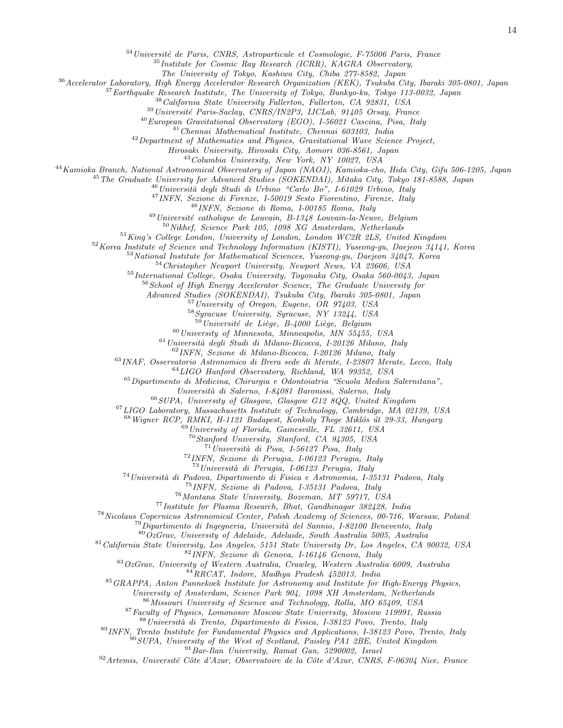[34] Université de Paris, CNRS, Astroparticule et Cosmologie, F-75006 Paris, France
[35] Institute for Cosmic Ray Research (ICRR), KAGRA Observatory, The University of Tokyo, Kashiwa City, Chiba 277-8582, Japan
[36] Accelerator Laboratory, High Energy Accelerator Research Organization (KEK), Tsukuba City, Ibaraki 305-0801, Japan
[37] Earthquake Research Institute, The University of Tokyo, Bunkyo-ku, Tokyo 113-0032, Japan
[38] California State University Fullerton, Fullerton, CA 92831, USA
[39] Université Paris-Saclay, CNRS/IN2P3, IJCLab, 91405 Orsay, France
[40] European Gravitational Observatory (EGO), I-56021 Cascina, Pisa, Italy
[41] Chennai Mathematical Institute, Chennai 603103, India
[42] Department of Mathematics and Physics, Gravitational Wave Science Project, Hirosaki University, Hirosaki City, Aomori 036-8561, Japan
[43] Columbia University, New York, NY 10027, USA
[44] Kamioka Branch, National Astronomical Observatory of Japan (NAOJ), Kamioka-cho, Hida City, Gifu 506-1205, Japan
[45] The Graduate University for Advanced Studies (SOKENDAI), Mitaka City, Tokyo 181-8588, Japan
[46] Università degli Studi di Urbino "Carlo Bo", I-61029 Urbino, Italy
[47] INFN, Sezione di Firenze, I-50019 Sesto Fiorentino, Firenze, Italy
[48] INFN, Sezione di Roma, I-00185 Roma, Italy
[49] Université catholique de Louvain, B-1348 Louvain-la-Neuve, Belgium
[50] Nikhef, Science Park 105, 1098 XG Amsterdam, Netherlands
[51] King's College London, University of London, London WC2R 2LS, United Kingdom
[52] Korea Institute of Science and Technology Information (KISTI), Yuseong-gu, Daejeon 34141, Korea
[53] National Institute for Mathematical Sciences, Yuseong-gu, Daejeon 34047, Korea
[54] Christopher Newport University, Newport News, VA 23606, USA
[55] International College, Osaka University, Toyonaka City, Osaka 560-0043, Japan
[56] School of High Energy Accelerator Science, The Graduate University for Advanced Studies (SOKENDAI), Tsukuba City, Ibaraki 305-0801, Japan
[57] University of Oregon, Eugene, OR 97403, USA
[58] Syracuse University, Syracuse, NY 13244, USA
[59] Université de Liège, B-4000 Liège, Belgium
[60] University of Minnesota, Minneapolis, MN 55455, USA
[61] Università degli Studi di Milano-Bicocca, I-20126 Milano, Italy
[62] INFN, Sezione di Milano-Bicocca, I-20126 Milano, Italy
[63] INAF, Osservatorio Astronomico di Brera sede di Merate, I-23807 Merate, Lecco, Italy
[64] LIGO Hanford Observatory, Richland, WA 99352, USA
[65] Dipartimento di Medicina, Chirurgia e Odontoiatria "Scuola Medica Salernitana", Università di Salerno, I-84081 Baronissi, Salerno, Italy
[66] SUPA, University of Glasgow, Glasgow G12 8QQ, United Kingdom
[67] LIGO Laboratory, Massachusetts Institute of Technology, Cambridge, MA 02139, USA
[68] Wigner RCP, RMKI, H-1121 Budapest, Konkoly Thege Miklós út 29-33, Hungary
[69] University of Florida, Gainesville, FL 32611, USA
[70] Stanford University, Stanford, CA 94305, USA
[71] Università di Pisa, I-56127 Pisa, Italy
[72] INFN, Sezione di Perugia, I-06123 Perugia, Italy
[73] Università di Perugia, I-06123 Perugia, Italy
[74] Università di Padova, Dipartimento di Fisica e Astronomia, I-35131 Padova, Italy
[75] INFN, Sezione di Padova, I-35131 Padova, Italy
[76] Montana State University, Bozeman, MT 59717, USA
[77] Institute for Plasma Research, Bhat, Gandhinagar 382428, India
[78] Nicolaus Copernicus Astronomical Center, Polish Academy of Sciences, 00-716, Warsaw, Poland
[79] Dipartimento di Ingegneria, Università del Sannio, I-82100 Benevento, Italy
[80] OzGrav, University of Adelaide, Adelaide, South Australia 5005, Australia
[81] California State University, Los Angeles, 5151 State University Dr, Los Angeles, CA 90032, USA
[82] INFN, Sezione di Genova, I-16146 Genova, Italy
[83] OzGrav, University of Western Australia, Crawley, Western Australia 6009, Australia
[84] RRCAT, Indore, Madhya Pradesh 452013, India
[85] GRAPPA, Anton Pannekoek Institute for Astronomy and Institute for High-Energy Physics, University of Amsterdam, Science Park 904, 1098 XH Amsterdam, Netherlands
[86] Missouri University of Science and Technology, Rolla, MO 65409, USA
[87] Faculty of Physics, Lomonosov Moscow State University, Moscow 119991, Russia
[88] Università di Trento, Dipartimento di Fisica, I-38123 Povo, Trento, Italy
[89] INFN, Trento Institute for Fundamental Physics and Applications, I-38123 Povo, Trento, Italy
[90] SUPA, University of the West of Scotland, Paisley PA1 2BE, United Kingdom
[91] Bar-Ilan University, Ramat Gan, 5290002, Israel
[92] Artemis, Université Côte d'Azur, Observatoire de la Côte d'Azur, CNRS, F-06304 Nice, France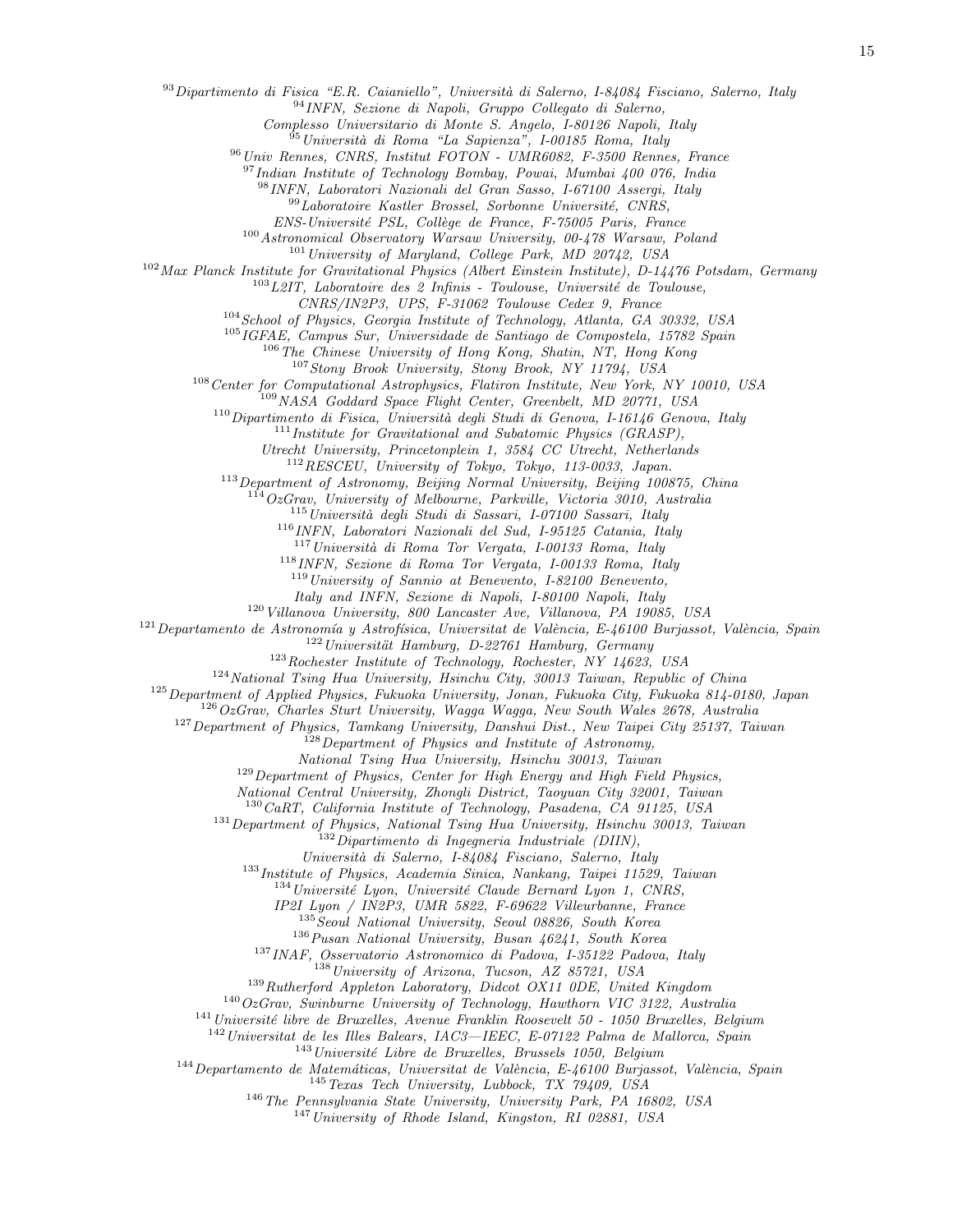[93] *Dipartimento di Fisica "E.R. Caianiello", Università di Salerno, I-84084 Fisciano, Salerno, Italy*
[94] *INFN, Sezione di Napoli, Gruppo Collegato di Salerno, Complesso Universitario di Monte S. Angelo, I-80126 Napoli, Italy*
[95] *Università di Roma "La Sapienza", I-00185 Roma, Italy*
[96] *Univ Rennes, CNRS, Institut FOTON - UMR6082, F-3500 Rennes, France*
[97] *Indian Institute of Technology Bombay, Powai, Mumbai 400 076, India*
[98] *INFN, Laboratori Nazionali del Gran Sasso, I-67100 Assergi, Italy*
[99] *Laboratoire Kastler Brossel, Sorbonne Université, CNRS, ENS-Université PSL, Collège de France, F-75005 Paris, France*
[100] *Astronomical Observatory Warsaw University, 00-478 Warsaw, Poland*
[101] *University of Maryland, College Park, MD 20742, USA*
[102] *Max Planck Institute for Gravitational Physics (Albert Einstein Institute), D-14476 Potsdam, Germany*
[103] *L2IT, Laboratoire des 2 Infinis - Toulouse, Université de Toulouse, CNRS/IN2P3, UPS, F-31062 Toulouse Cedex 9, France*
[104] *School of Physics, Georgia Institute of Technology, Atlanta, GA 30332, USA*
[105] *IGFAE, Campus Sur, Universidade de Santiago de Compostela, 15782 Spain*
[106] *The Chinese University of Hong Kong, Shatin, NT, Hong Kong*
[107] *Stony Brook University, Stony Brook, NY 11794, USA*
[108] *Center for Computational Astrophysics, Flatiron Institute, New York, NY 10010, USA*
[109] *NASA Goddard Space Flight Center, Greenbelt, MD 20771, USA*
[110] *Dipartimento di Fisica, Università degli Studi di Genova, I-16146 Genova, Italy*
[111] *Institute for Gravitational and Subatomic Physics (GRASP), Utrecht University, Princetonplein 1, 3584 CC Utrecht, Netherlands*
[112] *RESCEU, University of Tokyo, Tokyo, 113-0033, Japan.*
[113] *Department of Astronomy, Beijing Normal University, Beijing 100875, China*
[114] *OzGrav, University of Melbourne, Parkville, Victoria 3010, Australia*
[115] *Università degli Studi di Sassari, I-07100 Sassari, Italy*
[116] *INFN, Laboratori Nazionali del Sud, I-95125 Catania, Italy*
[117] *Università di Roma Tor Vergata, I-00133 Roma, Italy*
[118] *INFN, Sezione di Roma Tor Vergata, I-00133 Roma, Italy*
[119] *University of Sannio at Benevento, I-82100 Benevento, Italy and INFN, Sezione di Napoli, I-80100 Napoli, Italy*
[120] *Villanova University, 800 Lancaster Ave, Villanova, PA 19085, USA*
[121] *Departamento de Astronomía y Astrofísica, Universitat de València, E-46100 Burjassot, València, Spain*
[122] *Universität Hamburg, D-22761 Hamburg, Germany*
[123] *Rochester Institute of Technology, Rochester, NY 14623, USA*
[124] *National Tsing Hua University, Hsinchu City, 30013 Taiwan, Republic of China*
[125] *Department of Applied Physics, Fukuoka University, Jonan, Fukuoka City, Fukuoka 814-0180, Japan*
[126] *OzGrav, Charles Sturt University, Wagga Wagga, New South Wales 2678, Australia*
[127] *Department of Physics, Tamkang University, Danshui Dist., New Taipei City 25137, Taiwan*
[128] *Department of Physics and Institute of Astronomy, National Tsing Hua University, Hsinchu 30013, Taiwan*
[129] *Department of Physics, Center for High Energy and High Field Physics, National Central University, Zhongli District, Taoyuan City 32001, Taiwan*
[130] *CaRT, California Institute of Technology, Pasadena, CA 91125, USA*
[131] *Department of Physics, National Tsing Hua University, Hsinchu 30013, Taiwan*
[132] *Dipartimento di Ingegneria Industriale (DIIN), Università di Salerno, I-84084 Fisciano, Salerno, Italy*
[133] *Institute of Physics, Academia Sinica, Nankang, Taipei 11529, Taiwan*
[134] *Université Lyon, Université Claude Bernard Lyon 1, CNRS, IP2I Lyon / IN2P3, UMR 5822, F-69622 Villeurbanne, France*
[135] *Seoul National University, Seoul 08826, South Korea*
[136] *Pusan National University, Busan 46241, South Korea*
[137] *INAF, Osservatorio Astronomico di Padova, I-35122 Padova, Italy*
[138] *University of Arizona, Tucson, AZ 85721, USA*
[139] *Rutherford Appleton Laboratory, Didcot OX11 0DE, United Kingdom*
[140] *OzGrav, Swinburne University of Technology, Hawthorn VIC 3122, Australia*
[141] *Université libre de Bruxelles, Avenue Franklin Roosevelt 50 - 1050 Bruxelles, Belgium*
[142] *Universitat de les Illes Balears, IAC3—IEEC, E-07122 Palma de Mallorca, Spain*
[143] *Université Libre de Bruxelles, Brussels 1050, Belgium*
[144] *Departamento de Matemáticas, Universitat de València, E-46100 Burjassot, València, Spain*
[145] *Texas Tech University, Lubbock, TX 79409, USA*
[146] *The Pennsylvania State University, University Park, PA 16802, USA*
[147] *University of Rhode Island, Kingston, RI 02881, USA*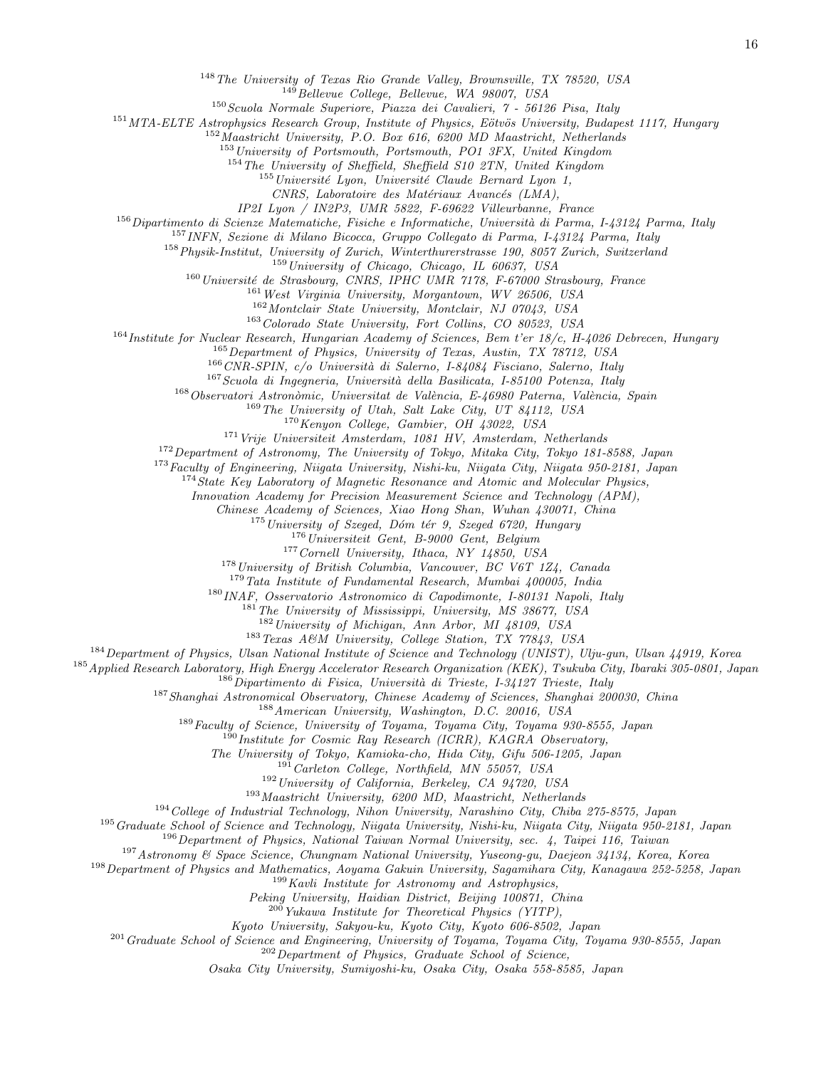[148] *The University of Texas Rio Grande Valley, Brownsville, TX 78520, USA*
[149] *Bellevue College, Bellevue, WA 98007, USA*
[150] *Scuola Normale Superiore, Piazza dei Cavalieri, 7 - 56126 Pisa, Italy*
[151] *MTA-ELTE Astrophysics Research Group, Institute of Physics, Eötvös University, Budapest 1117, Hungary*
[152] *Maastricht University, P.O. Box 616, 6200 MD Maastricht, Netherlands*
[153] *University of Portsmouth, Portsmouth, PO1 3FX, United Kingdom*
[154] *The University of Sheffield, Sheffield S10 2TN, United Kingdom*
[155] *Université Lyon, Université Claude Bernard Lyon 1, CNRS, Laboratoire des Matériaux Avancés (LMA), IP2I Lyon / IN2P3, UMR 5822, F-69622 Villeurbanne, France*
[156] *Dipartimento di Scienze Matematiche, Fisiche e Informatiche, Università di Parma, I-43124 Parma, Italy*
[157] *INFN, Sezione di Milano Bicocca, Gruppo Collegato di Parma, I-43124 Parma, Italy*
[158] *Physik-Institut, University of Zurich, Winterthurerstrasse 190, 8057 Zurich, Switzerland*
[159] *University of Chicago, Chicago, IL 60637, USA*
[160] *Université de Strasbourg, CNRS, IPHC UMR 7178, F-67000 Strasbourg, France*
[161] *West Virginia University, Morgantown, WV 26506, USA*
[162] *Montclair State University, Montclair, NJ 07043, USA*
[163] *Colorado State University, Fort Collins, CO 80523, USA*
[164] *Institute for Nuclear Research, Hungarian Academy of Sciences, Bem t'er 18/c, H-4026 Debrecen, Hungary*
[165] *Department of Physics, University of Texas, Austin, TX 78712, USA*
[166] *CNR-SPIN, c/o Università di Salerno, I-84084 Fisciano, Salerno, Italy*
[167] *Scuola di Ingegneria, Università della Basilicata, I-85100 Potenza, Italy*
[168] *Observatori Astronòmic, Universitat de València, E-46980 Paterna, València, Spain*
[169] *The University of Utah, Salt Lake City, UT 84112, USA*
[170] *Kenyon College, Gambier, OH 43022, USA*
[171] *Vrije Universiteit Amsterdam, 1081 HV, Amsterdam, Netherlands*
[172] *Department of Astronomy, The University of Tokyo, Mitaka City, Tokyo 181-8588, Japan*
[173] *Faculty of Engineering, Niigata University, Nishi-ku, Niigata City, Niigata 950-2181, Japan*
[174] *State Key Laboratory of Magnetic Resonance and Atomic and Molecular Physics, Innovation Academy for Precision Measurement Science and Technology (APM), Chinese Academy of Sciences, Xiao Hong Shan, Wuhan 430071, China*
[175] *University of Szeged, Dóm tér 9, Szeged 6720, Hungary*
[176] *Universiteit Gent, B-9000 Gent, Belgium*
[177] *Cornell University, Ithaca, NY 14850, USA*
[178] *University of British Columbia, Vancouver, BC V6T 1Z4, Canada*
[179] *Tata Institute of Fundamental Research, Mumbai 400005, India*
[180] *INAF, Osservatorio Astronomico di Capodimonte, I-80131 Napoli, Italy*
[181] *The University of Mississippi, University, MS 38677, USA*
[182] *University of Michigan, Ann Arbor, MI 48109, USA*
[183] *Texas A&M University, College Station, TX 77843, USA*
[184] *Department of Physics, Ulsan National Institute of Science and Technology (UNIST), Ulju-gun, Ulsan 44919, Korea*
[185] *Applied Research Laboratory, High Energy Accelerator Research Organization (KEK), Tsukuba City, Ibaraki 305-0801, Japan*
[186] *Dipartimento di Fisica, Università di Trieste, I-34127 Trieste, Italy*
[187] *Shanghai Astronomical Observatory, Chinese Academy of Sciences, Shanghai 200030, China*
[188] *American University, Washington, D.C. 20016, USA*
[189] *Faculty of Science, University of Toyama, Toyama City, Toyama 930-8555, Japan*
[190] *Institute for Cosmic Ray Research (ICRR), KAGRA Observatory, The University of Tokyo, Kamioka-cho, Hida City, Gifu 506-1205, Japan*
[191] *Carleton College, Northfield, MN 55057, USA*
[192] *University of California, Berkeley, CA 94720, USA*
[193] *Maastricht University, 6200 MD, Maastricht, Netherlands*
[194] *College of Industrial Technology, Nihon University, Narashino City, Chiba 275-8575, Japan*
[195] *Graduate School of Science and Technology, Niigata University, Nishi-ku, Niigata City, Niigata 950-2181, Japan*
[196] *Department of Physics, National Taiwan Normal University, sec. 4, Taipei 116, Taiwan*
[197] *Astronomy & Space Science, Chungnam National University, Yuseong-gu, Daejeon 34134, Korea, Korea*
[198] *Department of Physics and Mathematics, Aoyama Gakuin University, Sagamihara City, Kanagawa 252-5258, Japan*
[199] *Kavli Institute for Astronomy and Astrophysics, Peking University, Haidian District, Beijing 100871, China*
[200] *Yukawa Institute for Theoretical Physics (YITP), Kyoto University, Sakyou-ku, Kyoto City, Kyoto 606-8502, Japan*
[201] *Graduate School of Science and Engineering, University of Toyama, Toyama City, Toyama 930-8555, Japan*
[202] *Department of Physics, Graduate School of Science, Osaka City University, Sumiyoshi-ku, Osaka City, Osaka 558-8585, Japan*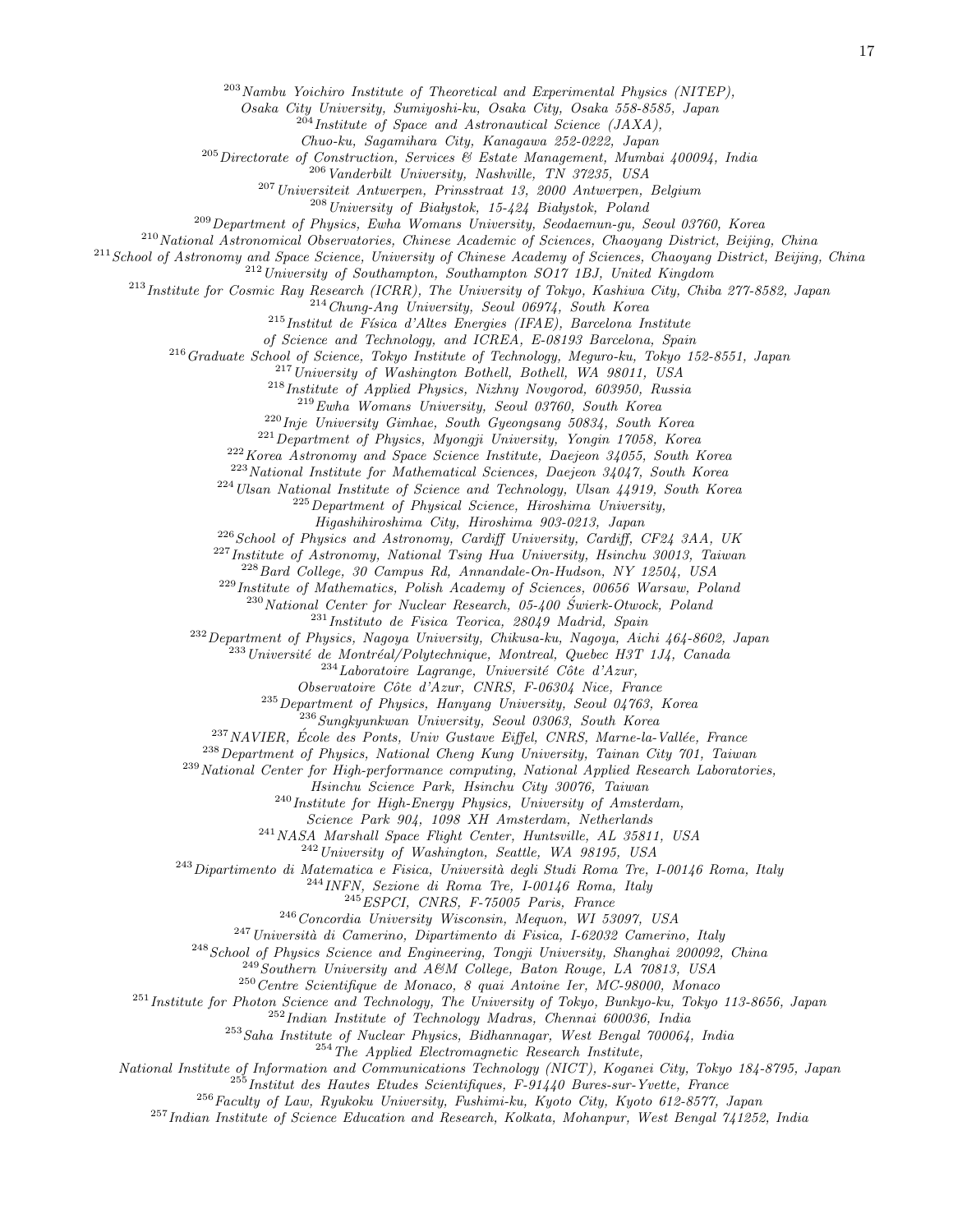[203] *Nambu Yoichiro Institute of Theoretical and Experimental Physics (NITEP), Osaka City University, Sumiyoshi-ku, Osaka City, Osaka 558-8585, Japan*
[204] *Institute of Space and Astronautical Science (JAXA), Chuo-ku, Sagamihara City, Kanagawa 252-0222, Japan*
[205] *Directorate of Construction, Services & Estate Management, Mumbai 400094, India*
[206] *Vanderbilt University, Nashville, TN 37235, USA*
[207] *Universiteit Antwerpen, Prinsstraat 13, 2000 Antwerpen, Belgium*
[208] *University of Białystok, 15-424 Białystok, Poland*
[209] *Department of Physics, Ewha Womans University, Seodaemun-gu, Seoul 03760, Korea*
[210] *National Astronomical Observatories, Chinese Academic of Sciences, Chaoyang District, Beijing, China*
[211] *School of Astronomy and Space Science, University of Chinese Academy of Sciences, Chaoyang District, Beijing, China*
[212] *University of Southampton, Southampton SO17 1BJ, United Kingdom*
[213] *Institute for Cosmic Ray Research (ICRR), The University of Tokyo, Kashiwa City, Chiba 277-8582, Japan*
[214] *Chung-Ang University, Seoul 06974, South Korea*
[215] *Institut de Física d'Altes Energies (IFAE), Barcelona Institute of Science and Technology, and ICREA, E-08193 Barcelona, Spain*
[216] *Graduate School of Science, Tokyo Institute of Technology, Meguro-ku, Tokyo 152-8551, Japan*
[217] *University of Washington Bothell, Bothell, WA 98011, USA*
[218] *Institute of Applied Physics, Nizhny Novgorod, 603950, Russia*
[219] *Ewha Womans University, Seoul 03760, South Korea*
[220] *Inje University Gimhae, South Gyeongsang 50834, South Korea*
[221] *Department of Physics, Myongji University, Yongin 17058, Korea*
[222] *Korea Astronomy and Space Science Institute, Daejeon 34055, South Korea*
[223] *National Institute for Mathematical Sciences, Daejeon 34047, South Korea*
[224] *Ulsan National Institute of Science and Technology, Ulsan 44919, South Korea*
[225] *Department of Physical Science, Hiroshima University, Higashihiroshima City, Hiroshima 903-0213, Japan*
[226] *School of Physics and Astronomy, Cardiff University, Cardiff, CF24 3AA, UK*
[227] *Institute of Astronomy, National Tsing Hua University, Hsinchu 30013, Taiwan*
[228] *Bard College, 30 Campus Rd, Annandale-On-Hudson, NY 12504, USA*
[229] *Institute of Mathematics, Polish Academy of Sciences, 00656 Warsaw, Poland*
[230] *National Center for Nuclear Research, 05-400 Świerk-Otwock, Poland*
[231] *Instituto de Fisica Teorica, 28049 Madrid, Spain*
[232] *Department of Physics, Nagoya University, Chikusa-ku, Nagoya, Aichi 464-8602, Japan*
[233] *Université de Montréal/Polytechnique, Montreal, Quebec H3T 1J4, Canada*
[234] *Laboratoire Lagrange, Université Côte d'Azur, Observatoire Côte d'Azur, CNRS, F-06304 Nice, France*
[235] *Department of Physics, Hanyang University, Seoul 04763, Korea*
[236] *Sungkyunkwan University, Seoul 03063, South Korea*
[237] *NAVIER, École des Ponts, Univ Gustave Eiffel, CNRS, Marne-la-Vallée, France*
[238] *Department of Physics, National Cheng Kung University, Tainan City 701, Taiwan*
[239] *National Center for High-performance computing, National Applied Research Laboratories, Hsinchu Science Park, Hsinchu City 30076, Taiwan*
[240] *Institute for High-Energy Physics, University of Amsterdam, Science Park 904, 1098 XH Amsterdam, Netherlands*
[241] *NASA Marshall Space Flight Center, Huntsville, AL 35811, USA*
[242] *University of Washington, Seattle, WA 98195, USA*
[243] *Dipartimento di Matematica e Fisica, Università degli Studi Roma Tre, I-00146 Roma, Italy*
[244] *INFN, Sezione di Roma Tre, I-00146 Roma, Italy*
[245] *ESPCI, CNRS, F-75005 Paris, France*
[246] *Concordia University Wisconsin, Mequon, WI 53097, USA*
[247] *Università di Camerino, Dipartimento di Fisica, I-62032 Camerino, Italy*
[248] *School of Physics Science and Engineering, Tongji University, Shanghai 200092, China*
[249] *Southern University and A&M College, Baton Rouge, LA 70813, USA*
[250] *Centre Scientifique de Monaco, 8 quai Antoine Ier, MC-98000, Monaco*
[251] *Institute for Photon Science and Technology, The University of Tokyo, Bunkyo-ku, Tokyo 113-8656, Japan*
[252] *Indian Institute of Technology Madras, Chennai 600036, India*
[253] *Saha Institute of Nuclear Physics, Bidhannagar, West Bengal 700064, India*
[254] *The Applied Electromagnetic Research Institute, National Institute of Information and Communications Technology (NICT), Koganei City, Tokyo 184-8795, Japan*
[255] *Institut des Hautes Etudes Scientifiques, F-91440 Bures-sur-Yvette, France*
[256] *Faculty of Law, Ryukoku University, Fushimi-ku, Kyoto City, Kyoto 612-8577, Japan*
[257] *Indian Institute of Science Education and Research, Kolkata, Mohanpur, West Bengal 741252, India*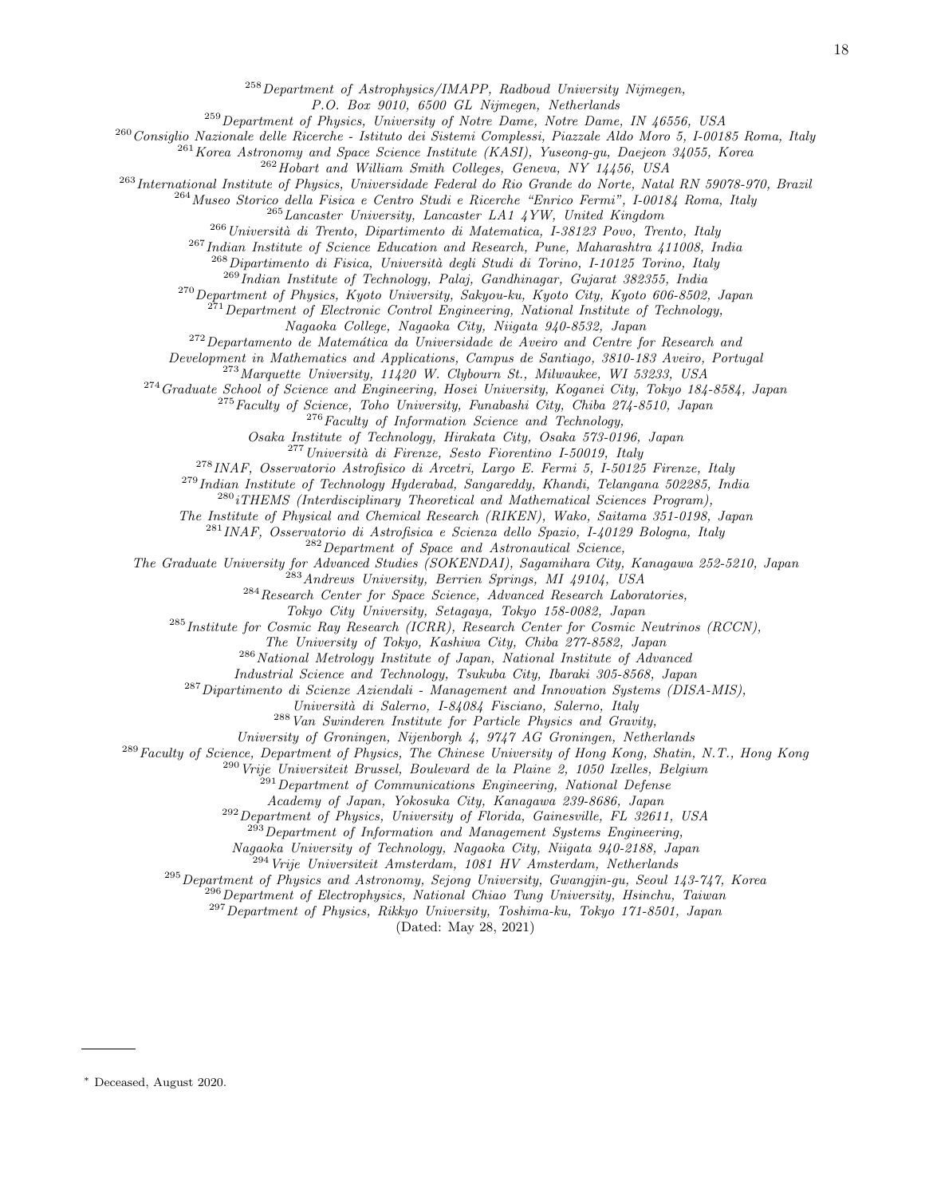[258] *Department of Astrophysics/IMAPP, Radboud University Nijmegen, P.O. Box 9010, 6500 GL Nijmegen, Netherlands*
[259] *Department of Physics, University of Notre Dame, Notre Dame, IN 46556, USA*
[260] *Consiglio Nazionale delle Ricerche - Istituto dei Sistemi Complessi, Piazzale Aldo Moro 5, I-00185 Roma, Italy*
[261] *Korea Astronomy and Space Science Institute (KASI), Yuseong-gu, Daejeon 34055, Korea*
[262] *Hobart and William Smith Colleges, Geneva, NY 14456, USA*
[263] *International Institute of Physics, Universidade Federal do Rio Grande do Norte, Natal RN 59078-970, Brazil*
[264] *Museo Storico della Fisica e Centro Studi e Ricerche "Enrico Fermi", I-00184 Roma, Italy*
[265] *Lancaster University, Lancaster LA1 4YW, United Kingdom*
[266] *Università di Trento, Dipartimento di Matematica, I-38123 Povo, Trento, Italy*
[267] *Indian Institute of Science Education and Research, Pune, Maharashtra 411008, India*
[268] *Dipartimento di Fisica, Università degli Studi di Torino, I-10125 Torino, Italy*
[269] *Indian Institute of Technology, Palaj, Gandhinagar, Gujarat 382355, India*
[270] *Department of Physics, Kyoto University, Sakyou-ku, Kyoto City, Kyoto 606-8502, Japan*
[271] *Department of Electronic Control Engineering, National Institute of Technology, Nagaoka College, Nagaoka City, Niigata 940-8532, Japan*
[272] *Departamento de Matemática da Universidade de Aveiro and Centre for Research and Development in Mathematics and Applications, Campus de Santiago, 3810-183 Aveiro, Portugal*
[273] *Marquette University, 11420 W. Clybourn St., Milwaukee, WI 53233, USA*
[274] *Graduate School of Science and Engineering, Hosei University, Koganei City, Tokyo 184-8584, Japan*
[275] *Faculty of Science, Toho University, Funabashi City, Chiba 274-8510, Japan*
[276] *Faculty of Information Science and Technology, Osaka Institute of Technology, Hirakata City, Osaka 573-0196, Japan*
[277] *Università di Firenze, Sesto Fiorentino I-50019, Italy*
[278] *INAF, Osservatorio Astrofisico di Arcetri, Largo E. Fermi 5, I-50125 Firenze, Italy*
[279] *Indian Institute of Technology Hyderabad, Sangareddy, Khandi, Telangana 502285, India*
[280] *iTHEMS (Interdisciplinary Theoretical and Mathematical Sciences Program), The Institute of Physical and Chemical Research (RIKEN), Wako, Saitama 351-0198, Japan*
[281] *INAF, Osservatorio di Astrofisica e Scienza dello Spazio, I-40129 Bologna, Italy*
[282] *Department of Space and Astronautical Science, The Graduate University for Advanced Studies (SOKENDAI), Sagamihara City, Kanagawa 252-5210, Japan*
[283] *Andrews University, Berrien Springs, MI 49104, USA*
[284] *Research Center for Space Science, Advanced Research Laboratories, Tokyo City University, Setagaya, Tokyo 158-0082, Japan*
[285] *Institute for Cosmic Ray Research (ICRR), Research Center for Cosmic Neutrinos (RCCN), The University of Tokyo, Kashiwa City, Chiba 277-8582, Japan*
[286] *National Metrology Institute of Japan, National Institute of Advanced Industrial Science and Technology, Tsukuba City, Ibaraki 305-8568, Japan*
[287] *Dipartimento di Scienze Aziendali - Management and Innovation Systems (DISA-MIS), Università di Salerno, I-84084 Fisciano, Salerno, Italy*
[288] *Van Swinderen Institute for Particle Physics and Gravity, University of Groningen, Nijenborgh 4, 9747 AG Groningen, Netherlands*
[289] *Faculty of Science, Department of Physics, The Chinese University of Hong Kong, Shatin, N.T., Hong Kong*
[290] *Vrije Universiteit Brussel, Boulevard de la Plaine 2, 1050 Ixelles, Belgium*
[291] *Department of Communications Engineering, National Defense Academy of Japan, Yokosuka City, Kanagawa 239-8686, Japan*
[292] *Department of Physics, University of Florida, Gainesville, FL 32611, USA*
[293] *Department of Information and Management Systems Engineering, Nagaoka University of Technology, Nagaoka City, Niigata 940-2188, Japan*
[294] *Vrije Universiteit Amsterdam, 1081 HV Amsterdam, Netherlands*
[295] *Department of Physics and Astronomy, Sejong University, Gwangjin-gu, Seoul 143-747, Korea*
[296] *Department of Electrophysics, National Chiao Tung University, Hsinchu, Taiwan*
[297] *Department of Physics, Rikkyo University, Toshima-ku, Tokyo 171-8501, Japan*

(Dated: May 28, 2021)

[*] Deceased, August 2020.